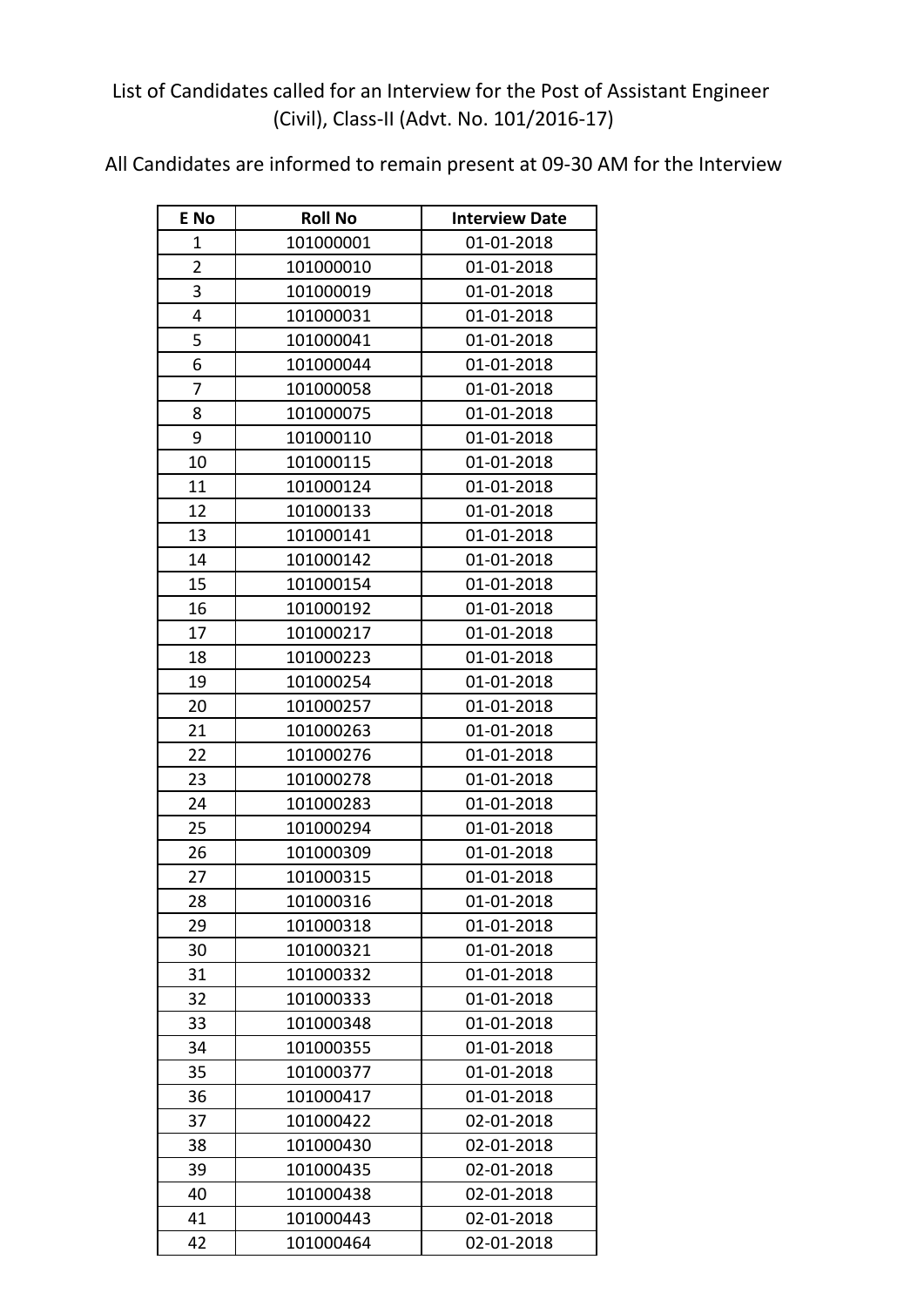List of Candidates called for an Interview for the Post of Assistant Engineer (Civil), Class-II (Advt. No. 101/2016-17)

All Candidates are informed to remain present at 09-30 AM for the Interview

| E No | Roll No | Interview Date |
|---|---|---|
| 1 | 101000001 | 01-01-2018 |
| 2 | 101000010 | 01-01-2018 |
| 3 | 101000019 | 01-01-2018 |
| 4 | 101000031 | 01-01-2018 |
| 5 | 101000041 | 01-01-2018 |
| 6 | 101000044 | 01-01-2018 |
| 7 | 101000058 | 01-01-2018 |
| 8 | 101000075 | 01-01-2018 |
| 9 | 101000110 | 01-01-2018 |
| 10 | 101000115 | 01-01-2018 |
| 11 | 101000124 | 01-01-2018 |
| 12 | 101000133 | 01-01-2018 |
| 13 | 101000141 | 01-01-2018 |
| 14 | 101000142 | 01-01-2018 |
| 15 | 101000154 | 01-01-2018 |
| 16 | 101000192 | 01-01-2018 |
| 17 | 101000217 | 01-01-2018 |
| 18 | 101000223 | 01-01-2018 |
| 19 | 101000254 | 01-01-2018 |
| 20 | 101000257 | 01-01-2018 |
| 21 | 101000263 | 01-01-2018 |
| 22 | 101000276 | 01-01-2018 |
| 23 | 101000278 | 01-01-2018 |
| 24 | 101000283 | 01-01-2018 |
| 25 | 101000294 | 01-01-2018 |
| 26 | 101000309 | 01-01-2018 |
| 27 | 101000315 | 01-01-2018 |
| 28 | 101000316 | 01-01-2018 |
| 29 | 101000318 | 01-01-2018 |
| 30 | 101000321 | 01-01-2018 |
| 31 | 101000332 | 01-01-2018 |
| 32 | 101000333 | 01-01-2018 |
| 33 | 101000348 | 01-01-2018 |
| 34 | 101000355 | 01-01-2018 |
| 35 | 101000377 | 01-01-2018 |
| 36 | 101000417 | 01-01-2018 |
| 37 | 101000422 | 02-01-2018 |
| 38 | 101000430 | 02-01-2018 |
| 39 | 101000435 | 02-01-2018 |
| 40 | 101000438 | 02-01-2018 |
| 41 | 101000443 | 02-01-2018 |
| 42 | 101000464 | 02-01-2018 |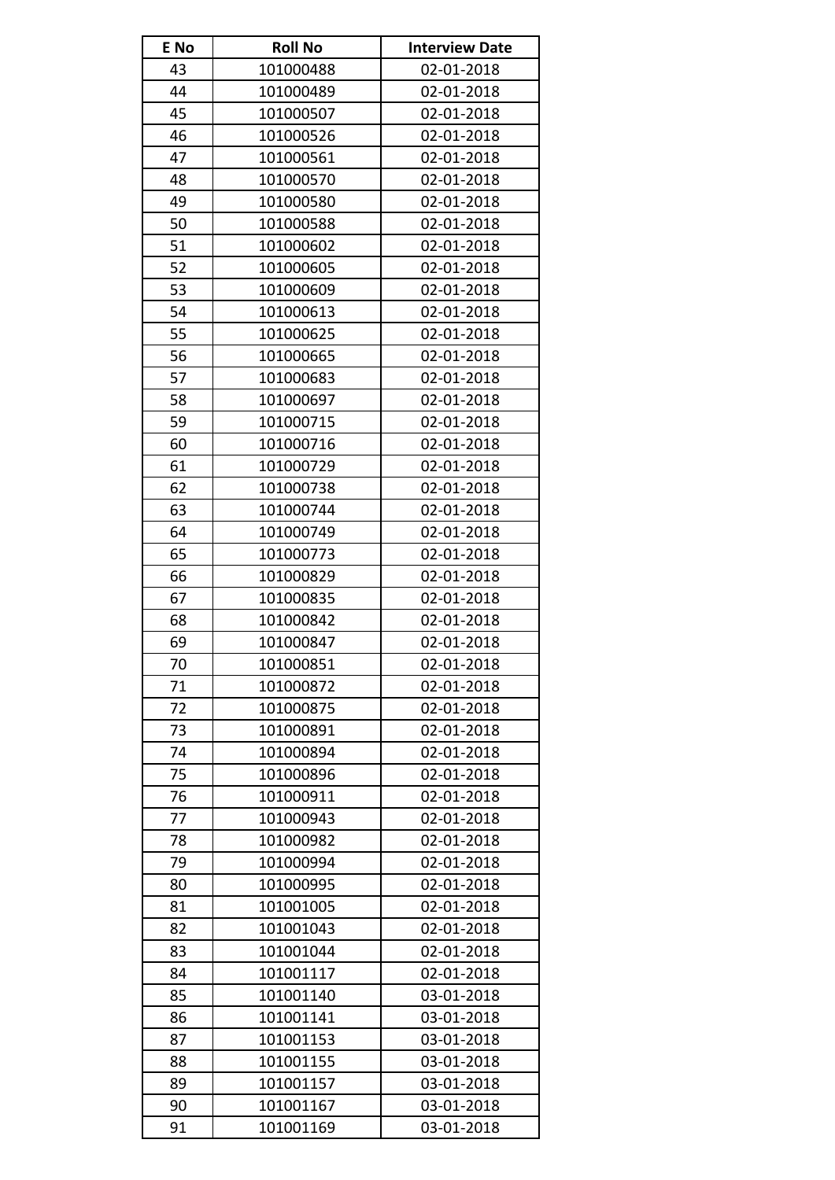| E No | Roll No | Interview Date |
|---|---|---|
| 43 | 101000488 | 02-01-2018 |
| 44 | 101000489 | 02-01-2018 |
| 45 | 101000507 | 02-01-2018 |
| 46 | 101000526 | 02-01-2018 |
| 47 | 101000561 | 02-01-2018 |
| 48 | 101000570 | 02-01-2018 |
| 49 | 101000580 | 02-01-2018 |
| 50 | 101000588 | 02-01-2018 |
| 51 | 101000602 | 02-01-2018 |
| 52 | 101000605 | 02-01-2018 |
| 53 | 101000609 | 02-01-2018 |
| 54 | 101000613 | 02-01-2018 |
| 55 | 101000625 | 02-01-2018 |
| 56 | 101000665 | 02-01-2018 |
| 57 | 101000683 | 02-01-2018 |
| 58 | 101000697 | 02-01-2018 |
| 59 | 101000715 | 02-01-2018 |
| 60 | 101000716 | 02-01-2018 |
| 61 | 101000729 | 02-01-2018 |
| 62 | 101000738 | 02-01-2018 |
| 63 | 101000744 | 02-01-2018 |
| 64 | 101000749 | 02-01-2018 |
| 65 | 101000773 | 02-01-2018 |
| 66 | 101000829 | 02-01-2018 |
| 67 | 101000835 | 02-01-2018 |
| 68 | 101000842 | 02-01-2018 |
| 69 | 101000847 | 02-01-2018 |
| 70 | 101000851 | 02-01-2018 |
| 71 | 101000872 | 02-01-2018 |
| 72 | 101000875 | 02-01-2018 |
| 73 | 101000891 | 02-01-2018 |
| 74 | 101000894 | 02-01-2018 |
| 75 | 101000896 | 02-01-2018 |
| 76 | 101000911 | 02-01-2018 |
| 77 | 101000943 | 02-01-2018 |
| 78 | 101000982 | 02-01-2018 |
| 79 | 101000994 | 02-01-2018 |
| 80 | 101000995 | 02-01-2018 |
| 81 | 101001005 | 02-01-2018 |
| 82 | 101001043 | 02-01-2018 |
| 83 | 101001044 | 02-01-2018 |
| 84 | 101001117 | 02-01-2018 |
| 85 | 101001140 | 03-01-2018 |
| 86 | 101001141 | 03-01-2018 |
| 87 | 101001153 | 03-01-2018 |
| 88 | 101001155 | 03-01-2018 |
| 89 | 101001157 | 03-01-2018 |
| 90 | 101001167 | 03-01-2018 |
| 91 | 101001169 | 03-01-2018 |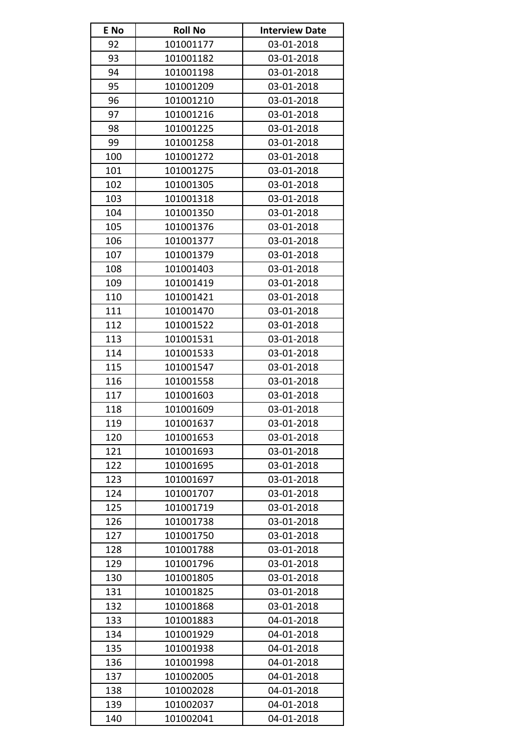| E No | Roll No | Interview Date |
|---|---|---|
| 92 | 101001177 | 03-01-2018 |
| 93 | 101001182 | 03-01-2018 |
| 94 | 101001198 | 03-01-2018 |
| 95 | 101001209 | 03-01-2018 |
| 96 | 101001210 | 03-01-2018 |
| 97 | 101001216 | 03-01-2018 |
| 98 | 101001225 | 03-01-2018 |
| 99 | 101001258 | 03-01-2018 |
| 100 | 101001272 | 03-01-2018 |
| 101 | 101001275 | 03-01-2018 |
| 102 | 101001305 | 03-01-2018 |
| 103 | 101001318 | 03-01-2018 |
| 104 | 101001350 | 03-01-2018 |
| 105 | 101001376 | 03-01-2018 |
| 106 | 101001377 | 03-01-2018 |
| 107 | 101001379 | 03-01-2018 |
| 108 | 101001403 | 03-01-2018 |
| 109 | 101001419 | 03-01-2018 |
| 110 | 101001421 | 03-01-2018 |
| 111 | 101001470 | 03-01-2018 |
| 112 | 101001522 | 03-01-2018 |
| 113 | 101001531 | 03-01-2018 |
| 114 | 101001533 | 03-01-2018 |
| 115 | 101001547 | 03-01-2018 |
| 116 | 101001558 | 03-01-2018 |
| 117 | 101001603 | 03-01-2018 |
| 118 | 101001609 | 03-01-2018 |
| 119 | 101001637 | 03-01-2018 |
| 120 | 101001653 | 03-01-2018 |
| 121 | 101001693 | 03-01-2018 |
| 122 | 101001695 | 03-01-2018 |
| 123 | 101001697 | 03-01-2018 |
| 124 | 101001707 | 03-01-2018 |
| 125 | 101001719 | 03-01-2018 |
| 126 | 101001738 | 03-01-2018 |
| 127 | 101001750 | 03-01-2018 |
| 128 | 101001788 | 03-01-2018 |
| 129 | 101001796 | 03-01-2018 |
| 130 | 101001805 | 03-01-2018 |
| 131 | 101001825 | 03-01-2018 |
| 132 | 101001868 | 03-01-2018 |
| 133 | 101001883 | 04-01-2018 |
| 134 | 101001929 | 04-01-2018 |
| 135 | 101001938 | 04-01-2018 |
| 136 | 101001998 | 04-01-2018 |
| 137 | 101002005 | 04-01-2018 |
| 138 | 101002028 | 04-01-2018 |
| 139 | 101002037 | 04-01-2018 |
| 140 | 101002041 | 04-01-2018 |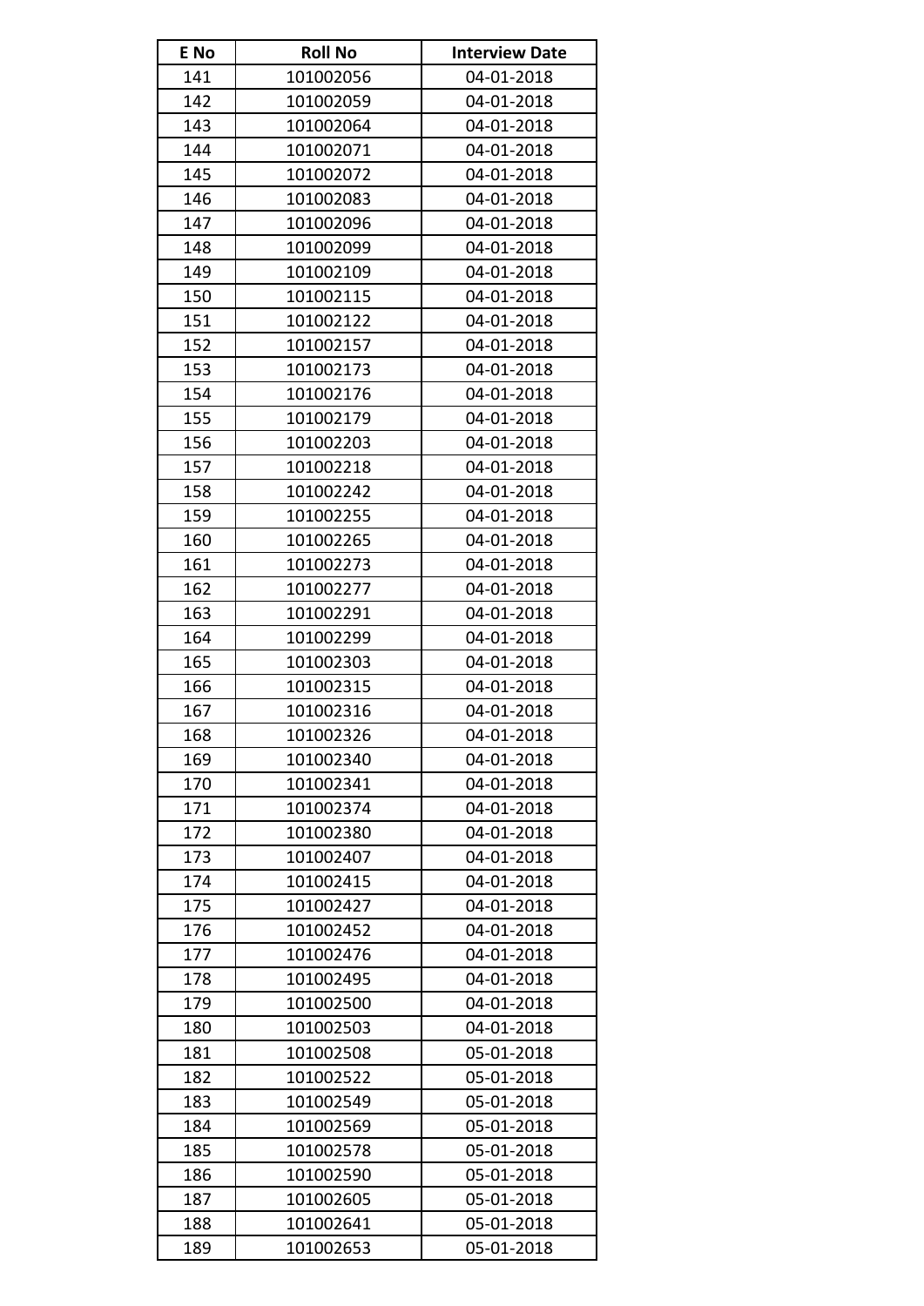| E No | Roll No | Interview Date |
|---|---|---|
| 141 | 101002056 | 04-01-2018 |
| 142 | 101002059 | 04-01-2018 |
| 143 | 101002064 | 04-01-2018 |
| 144 | 101002071 | 04-01-2018 |
| 145 | 101002072 | 04-01-2018 |
| 146 | 101002083 | 04-01-2018 |
| 147 | 101002096 | 04-01-2018 |
| 148 | 101002099 | 04-01-2018 |
| 149 | 101002109 | 04-01-2018 |
| 150 | 101002115 | 04-01-2018 |
| 151 | 101002122 | 04-01-2018 |
| 152 | 101002157 | 04-01-2018 |
| 153 | 101002173 | 04-01-2018 |
| 154 | 101002176 | 04-01-2018 |
| 155 | 101002179 | 04-01-2018 |
| 156 | 101002203 | 04-01-2018 |
| 157 | 101002218 | 04-01-2018 |
| 158 | 101002242 | 04-01-2018 |
| 159 | 101002255 | 04-01-2018 |
| 160 | 101002265 | 04-01-2018 |
| 161 | 101002273 | 04-01-2018 |
| 162 | 101002277 | 04-01-2018 |
| 163 | 101002291 | 04-01-2018 |
| 164 | 101002299 | 04-01-2018 |
| 165 | 101002303 | 04-01-2018 |
| 166 | 101002315 | 04-01-2018 |
| 167 | 101002316 | 04-01-2018 |
| 168 | 101002326 | 04-01-2018 |
| 169 | 101002340 | 04-01-2018 |
| 170 | 101002341 | 04-01-2018 |
| 171 | 101002374 | 04-01-2018 |
| 172 | 101002380 | 04-01-2018 |
| 173 | 101002407 | 04-01-2018 |
| 174 | 101002415 | 04-01-2018 |
| 175 | 101002427 | 04-01-2018 |
| 176 | 101002452 | 04-01-2018 |
| 177 | 101002476 | 04-01-2018 |
| 178 | 101002495 | 04-01-2018 |
| 179 | 101002500 | 04-01-2018 |
| 180 | 101002503 | 04-01-2018 |
| 181 | 101002508 | 05-01-2018 |
| 182 | 101002522 | 05-01-2018 |
| 183 | 101002549 | 05-01-2018 |
| 184 | 101002569 | 05-01-2018 |
| 185 | 101002578 | 05-01-2018 |
| 186 | 101002590 | 05-01-2018 |
| 187 | 101002605 | 05-01-2018 |
| 188 | 101002641 | 05-01-2018 |
| 189 | 101002653 | 05-01-2018 |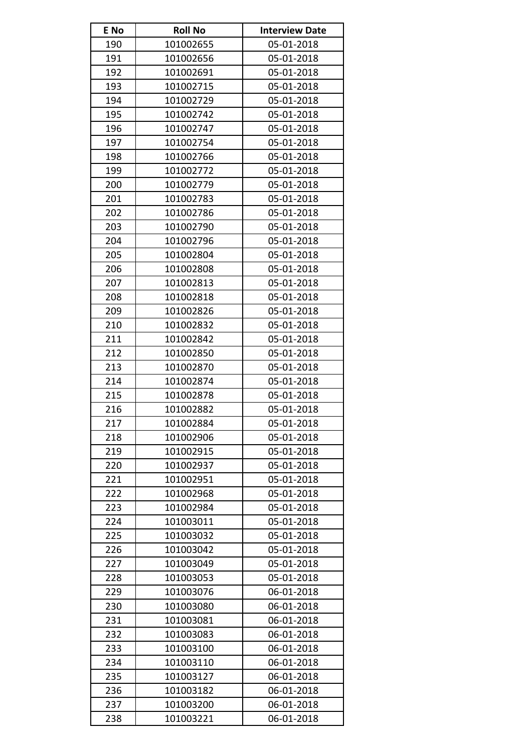| E No | Roll No | Interview Date |
|---|---|---|
| 190 | 101002655 | 05-01-2018 |
| 191 | 101002656 | 05-01-2018 |
| 192 | 101002691 | 05-01-2018 |
| 193 | 101002715 | 05-01-2018 |
| 194 | 101002729 | 05-01-2018 |
| 195 | 101002742 | 05-01-2018 |
| 196 | 101002747 | 05-01-2018 |
| 197 | 101002754 | 05-01-2018 |
| 198 | 101002766 | 05-01-2018 |
| 199 | 101002772 | 05-01-2018 |
| 200 | 101002779 | 05-01-2018 |
| 201 | 101002783 | 05-01-2018 |
| 202 | 101002786 | 05-01-2018 |
| 203 | 101002790 | 05-01-2018 |
| 204 | 101002796 | 05-01-2018 |
| 205 | 101002804 | 05-01-2018 |
| 206 | 101002808 | 05-01-2018 |
| 207 | 101002813 | 05-01-2018 |
| 208 | 101002818 | 05-01-2018 |
| 209 | 101002826 | 05-01-2018 |
| 210 | 101002832 | 05-01-2018 |
| 211 | 101002842 | 05-01-2018 |
| 212 | 101002850 | 05-01-2018 |
| 213 | 101002870 | 05-01-2018 |
| 214 | 101002874 | 05-01-2018 |
| 215 | 101002878 | 05-01-2018 |
| 216 | 101002882 | 05-01-2018 |
| 217 | 101002884 | 05-01-2018 |
| 218 | 101002906 | 05-01-2018 |
| 219 | 101002915 | 05-01-2018 |
| 220 | 101002937 | 05-01-2018 |
| 221 | 101002951 | 05-01-2018 |
| 222 | 101002968 | 05-01-2018 |
| 223 | 101002984 | 05-01-2018 |
| 224 | 101003011 | 05-01-2018 |
| 225 | 101003032 | 05-01-2018 |
| 226 | 101003042 | 05-01-2018 |
| 227 | 101003049 | 05-01-2018 |
| 228 | 101003053 | 05-01-2018 |
| 229 | 101003076 | 06-01-2018 |
| 230 | 101003080 | 06-01-2018 |
| 231 | 101003081 | 06-01-2018 |
| 232 | 101003083 | 06-01-2018 |
| 233 | 101003100 | 06-01-2018 |
| 234 | 101003110 | 06-01-2018 |
| 235 | 101003127 | 06-01-2018 |
| 236 | 101003182 | 06-01-2018 |
| 237 | 101003200 | 06-01-2018 |
| 238 | 101003221 | 06-01-2018 |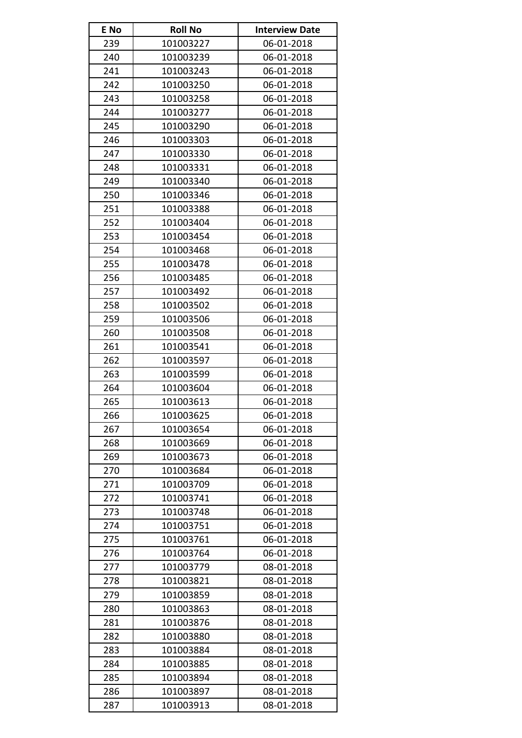| E No | Roll No | Interview Date |
| --- | --- | --- |
| 239 | 101003227 | 06-01-2018 |
| 240 | 101003239 | 06-01-2018 |
| 241 | 101003243 | 06-01-2018 |
| 242 | 101003250 | 06-01-2018 |
| 243 | 101003258 | 06-01-2018 |
| 244 | 101003277 | 06-01-2018 |
| 245 | 101003290 | 06-01-2018 |
| 246 | 101003303 | 06-01-2018 |
| 247 | 101003330 | 06-01-2018 |
| 248 | 101003331 | 06-01-2018 |
| 249 | 101003340 | 06-01-2018 |
| 250 | 101003346 | 06-01-2018 |
| 251 | 101003388 | 06-01-2018 |
| 252 | 101003404 | 06-01-2018 |
| 253 | 101003454 | 06-01-2018 |
| 254 | 101003468 | 06-01-2018 |
| 255 | 101003478 | 06-01-2018 |
| 256 | 101003485 | 06-01-2018 |
| 257 | 101003492 | 06-01-2018 |
| 258 | 101003502 | 06-01-2018 |
| 259 | 101003506 | 06-01-2018 |
| 260 | 101003508 | 06-01-2018 |
| 261 | 101003541 | 06-01-2018 |
| 262 | 101003597 | 06-01-2018 |
| 263 | 101003599 | 06-01-2018 |
| 264 | 101003604 | 06-01-2018 |
| 265 | 101003613 | 06-01-2018 |
| 266 | 101003625 | 06-01-2018 |
| 267 | 101003654 | 06-01-2018 |
| 268 | 101003669 | 06-01-2018 |
| 269 | 101003673 | 06-01-2018 |
| 270 | 101003684 | 06-01-2018 |
| 271 | 101003709 | 06-01-2018 |
| 272 | 101003741 | 06-01-2018 |
| 273 | 101003748 | 06-01-2018 |
| 274 | 101003751 | 06-01-2018 |
| 275 | 101003761 | 06-01-2018 |
| 276 | 101003764 | 06-01-2018 |
| 277 | 101003779 | 08-01-2018 |
| 278 | 101003821 | 08-01-2018 |
| 279 | 101003859 | 08-01-2018 |
| 280 | 101003863 | 08-01-2018 |
| 281 | 101003876 | 08-01-2018 |
| 282 | 101003880 | 08-01-2018 |
| 283 | 101003884 | 08-01-2018 |
| 284 | 101003885 | 08-01-2018 |
| 285 | 101003894 | 08-01-2018 |
| 286 | 101003897 | 08-01-2018 |
| 287 | 101003913 | 08-01-2018 |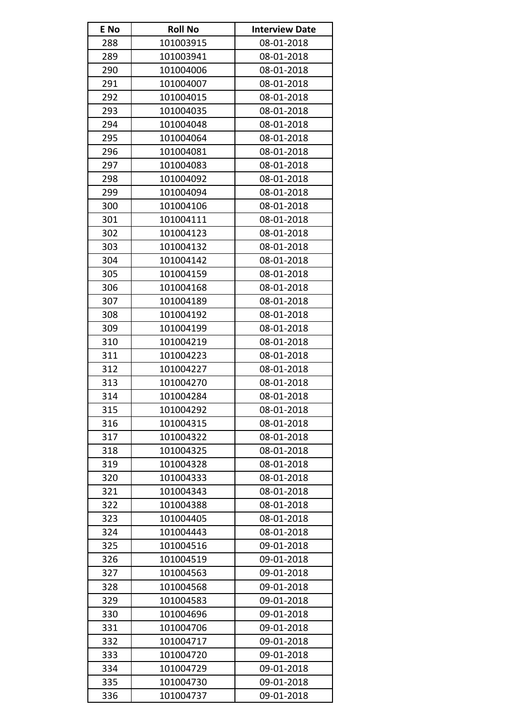| E No | Roll No | Interview Date |
|---|---|---|
| 288 | 101003915 | 08-01-2018 |
| 289 | 101003941 | 08-01-2018 |
| 290 | 101004006 | 08-01-2018 |
| 291 | 101004007 | 08-01-2018 |
| 292 | 101004015 | 08-01-2018 |
| 293 | 101004035 | 08-01-2018 |
| 294 | 101004048 | 08-01-2018 |
| 295 | 101004064 | 08-01-2018 |
| 296 | 101004081 | 08-01-2018 |
| 297 | 101004083 | 08-01-2018 |
| 298 | 101004092 | 08-01-2018 |
| 299 | 101004094 | 08-01-2018 |
| 300 | 101004106 | 08-01-2018 |
| 301 | 101004111 | 08-01-2018 |
| 302 | 101004123 | 08-01-2018 |
| 303 | 101004132 | 08-01-2018 |
| 304 | 101004142 | 08-01-2018 |
| 305 | 101004159 | 08-01-2018 |
| 306 | 101004168 | 08-01-2018 |
| 307 | 101004189 | 08-01-2018 |
| 308 | 101004192 | 08-01-2018 |
| 309 | 101004199 | 08-01-2018 |
| 310 | 101004219 | 08-01-2018 |
| 311 | 101004223 | 08-01-2018 |
| 312 | 101004227 | 08-01-2018 |
| 313 | 101004270 | 08-01-2018 |
| 314 | 101004284 | 08-01-2018 |
| 315 | 101004292 | 08-01-2018 |
| 316 | 101004315 | 08-01-2018 |
| 317 | 101004322 | 08-01-2018 |
| 318 | 101004325 | 08-01-2018 |
| 319 | 101004328 | 08-01-2018 |
| 320 | 101004333 | 08-01-2018 |
| 321 | 101004343 | 08-01-2018 |
| 322 | 101004388 | 08-01-2018 |
| 323 | 101004405 | 08-01-2018 |
| 324 | 101004443 | 08-01-2018 |
| 325 | 101004516 | 09-01-2018 |
| 326 | 101004519 | 09-01-2018 |
| 327 | 101004563 | 09-01-2018 |
| 328 | 101004568 | 09-01-2018 |
| 329 | 101004583 | 09-01-2018 |
| 330 | 101004696 | 09-01-2018 |
| 331 | 101004706 | 09-01-2018 |
| 332 | 101004717 | 09-01-2018 |
| 333 | 101004720 | 09-01-2018 |
| 334 | 101004729 | 09-01-2018 |
| 335 | 101004730 | 09-01-2018 |
| 336 | 101004737 | 09-01-2018 |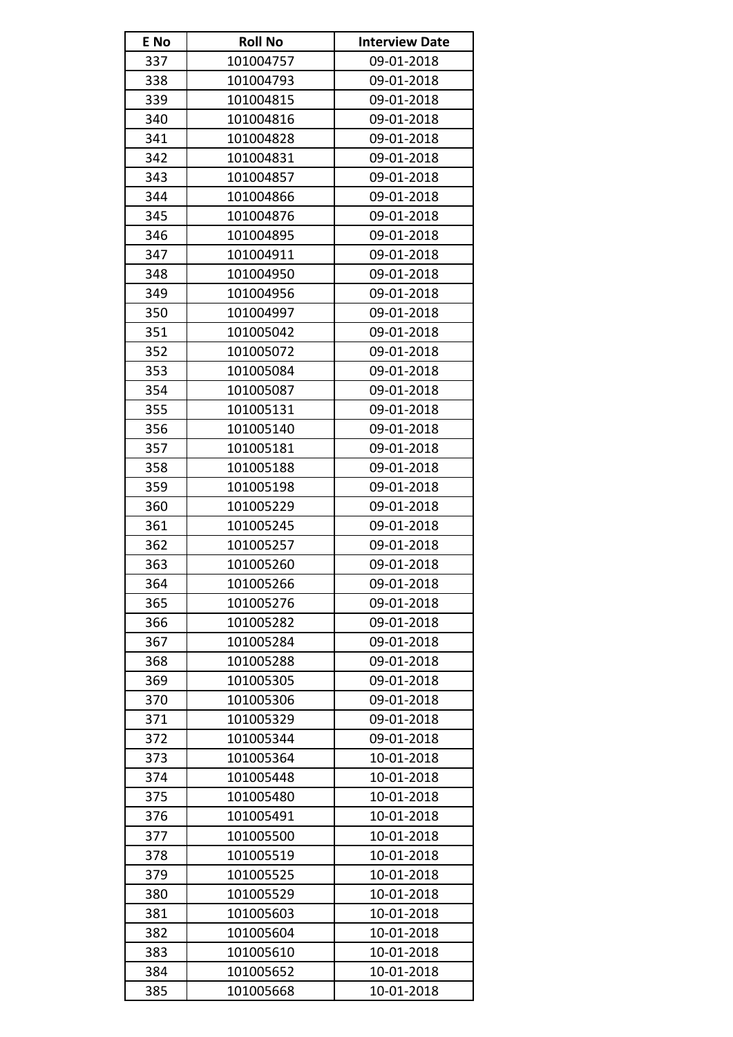| E No | Roll No | Interview Date |
|---|---|---|
| 337 | 101004757 | 09-01-2018 |
| 338 | 101004793 | 09-01-2018 |
| 339 | 101004815 | 09-01-2018 |
| 340 | 101004816 | 09-01-2018 |
| 341 | 101004828 | 09-01-2018 |
| 342 | 101004831 | 09-01-2018 |
| 343 | 101004857 | 09-01-2018 |
| 344 | 101004866 | 09-01-2018 |
| 345 | 101004876 | 09-01-2018 |
| 346 | 101004895 | 09-01-2018 |
| 347 | 101004911 | 09-01-2018 |
| 348 | 101004950 | 09-01-2018 |
| 349 | 101004956 | 09-01-2018 |
| 350 | 101004997 | 09-01-2018 |
| 351 | 101005042 | 09-01-2018 |
| 352 | 101005072 | 09-01-2018 |
| 353 | 101005084 | 09-01-2018 |
| 354 | 101005087 | 09-01-2018 |
| 355 | 101005131 | 09-01-2018 |
| 356 | 101005140 | 09-01-2018 |
| 357 | 101005181 | 09-01-2018 |
| 358 | 101005188 | 09-01-2018 |
| 359 | 101005198 | 09-01-2018 |
| 360 | 101005229 | 09-01-2018 |
| 361 | 101005245 | 09-01-2018 |
| 362 | 101005257 | 09-01-2018 |
| 363 | 101005260 | 09-01-2018 |
| 364 | 101005266 | 09-01-2018 |
| 365 | 101005276 | 09-01-2018 |
| 366 | 101005282 | 09-01-2018 |
| 367 | 101005284 | 09-01-2018 |
| 368 | 101005288 | 09-01-2018 |
| 369 | 101005305 | 09-01-2018 |
| 370 | 101005306 | 09-01-2018 |
| 371 | 101005329 | 09-01-2018 |
| 372 | 101005344 | 09-01-2018 |
| 373 | 101005364 | 10-01-2018 |
| 374 | 101005448 | 10-01-2018 |
| 375 | 101005480 | 10-01-2018 |
| 376 | 101005491 | 10-01-2018 |
| 377 | 101005500 | 10-01-2018 |
| 378 | 101005519 | 10-01-2018 |
| 379 | 101005525 | 10-01-2018 |
| 380 | 101005529 | 10-01-2018 |
| 381 | 101005603 | 10-01-2018 |
| 382 | 101005604 | 10-01-2018 |
| 383 | 101005610 | 10-01-2018 |
| 384 | 101005652 | 10-01-2018 |
| 385 | 101005668 | 10-01-2018 |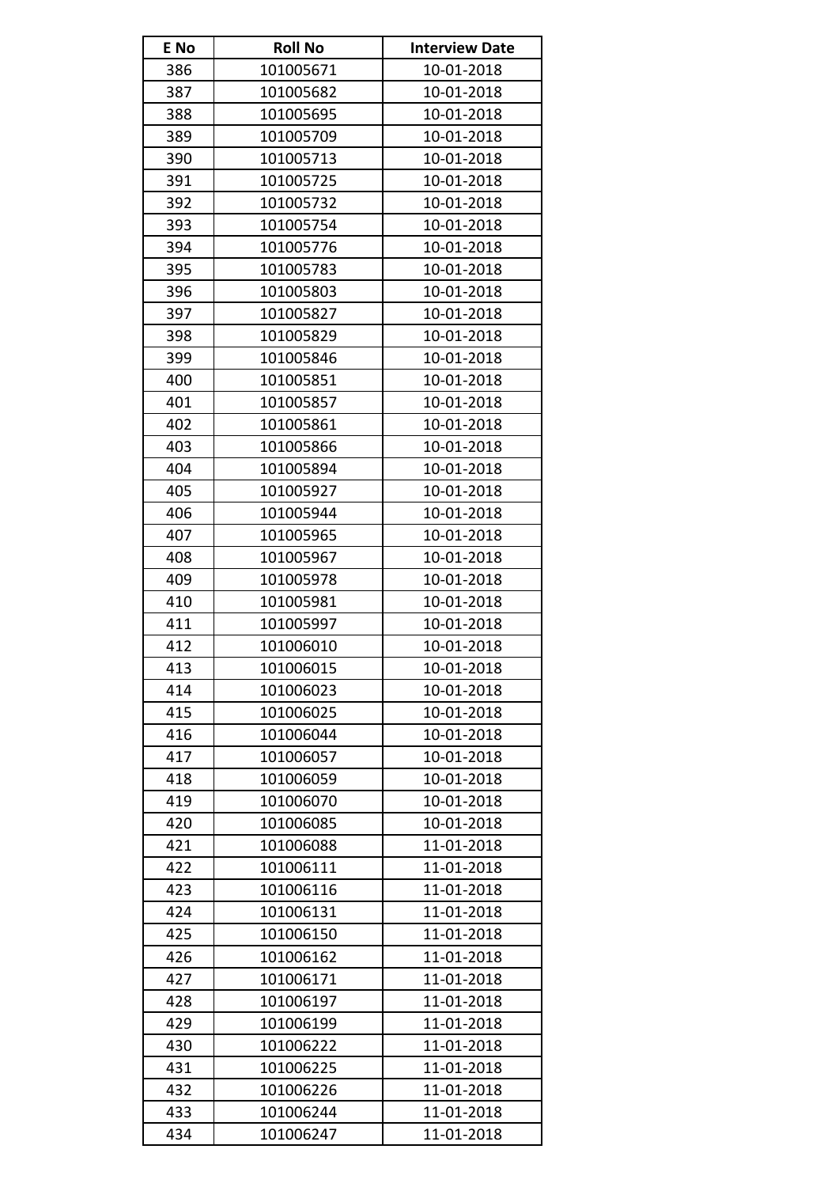| E No | Roll No | Interview Date |
| --- | --- | --- |
| 386 | 101005671 | 10-01-2018 |
| 387 | 101005682 | 10-01-2018 |
| 388 | 101005695 | 10-01-2018 |
| 389 | 101005709 | 10-01-2018 |
| 390 | 101005713 | 10-01-2018 |
| 391 | 101005725 | 10-01-2018 |
| 392 | 101005732 | 10-01-2018 |
| 393 | 101005754 | 10-01-2018 |
| 394 | 101005776 | 10-01-2018 |
| 395 | 101005783 | 10-01-2018 |
| 396 | 101005803 | 10-01-2018 |
| 397 | 101005827 | 10-01-2018 |
| 398 | 101005829 | 10-01-2018 |
| 399 | 101005846 | 10-01-2018 |
| 400 | 101005851 | 10-01-2018 |
| 401 | 101005857 | 10-01-2018 |
| 402 | 101005861 | 10-01-2018 |
| 403 | 101005866 | 10-01-2018 |
| 404 | 101005894 | 10-01-2018 |
| 405 | 101005927 | 10-01-2018 |
| 406 | 101005944 | 10-01-2018 |
| 407 | 101005965 | 10-01-2018 |
| 408 | 101005967 | 10-01-2018 |
| 409 | 101005978 | 10-01-2018 |
| 410 | 101005981 | 10-01-2018 |
| 411 | 101005997 | 10-01-2018 |
| 412 | 101006010 | 10-01-2018 |
| 413 | 101006015 | 10-01-2018 |
| 414 | 101006023 | 10-01-2018 |
| 415 | 101006025 | 10-01-2018 |
| 416 | 101006044 | 10-01-2018 |
| 417 | 101006057 | 10-01-2018 |
| 418 | 101006059 | 10-01-2018 |
| 419 | 101006070 | 10-01-2018 |
| 420 | 101006085 | 10-01-2018 |
| 421 | 101006088 | 11-01-2018 |
| 422 | 101006111 | 11-01-2018 |
| 423 | 101006116 | 11-01-2018 |
| 424 | 101006131 | 11-01-2018 |
| 425 | 101006150 | 11-01-2018 |
| 426 | 101006162 | 11-01-2018 |
| 427 | 101006171 | 11-01-2018 |
| 428 | 101006197 | 11-01-2018 |
| 429 | 101006199 | 11-01-2018 |
| 430 | 101006222 | 11-01-2018 |
| 431 | 101006225 | 11-01-2018 |
| 432 | 101006226 | 11-01-2018 |
| 433 | 101006244 | 11-01-2018 |
| 434 | 101006247 | 11-01-2018 |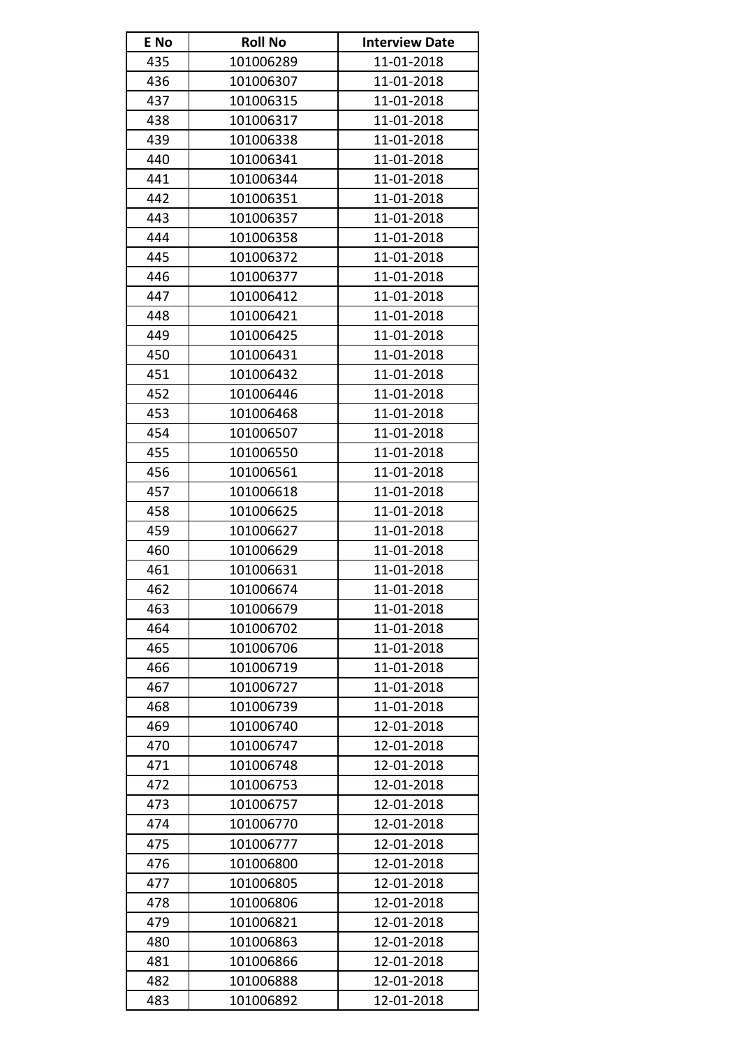| E No | Roll No | Interview Date |
|---|---|---|
| 435 | 101006289 | 11-01-2018 |
| 436 | 101006307 | 11-01-2018 |
| 437 | 101006315 | 11-01-2018 |
| 438 | 101006317 | 11-01-2018 |
| 439 | 101006338 | 11-01-2018 |
| 440 | 101006341 | 11-01-2018 |
| 441 | 101006344 | 11-01-2018 |
| 442 | 101006351 | 11-01-2018 |
| 443 | 101006357 | 11-01-2018 |
| 444 | 101006358 | 11-01-2018 |
| 445 | 101006372 | 11-01-2018 |
| 446 | 101006377 | 11-01-2018 |
| 447 | 101006412 | 11-01-2018 |
| 448 | 101006421 | 11-01-2018 |
| 449 | 101006425 | 11-01-2018 |
| 450 | 101006431 | 11-01-2018 |
| 451 | 101006432 | 11-01-2018 |
| 452 | 101006446 | 11-01-2018 |
| 453 | 101006468 | 11-01-2018 |
| 454 | 101006507 | 11-01-2018 |
| 455 | 101006550 | 11-01-2018 |
| 456 | 101006561 | 11-01-2018 |
| 457 | 101006618 | 11-01-2018 |
| 458 | 101006625 | 11-01-2018 |
| 459 | 101006627 | 11-01-2018 |
| 460 | 101006629 | 11-01-2018 |
| 461 | 101006631 | 11-01-2018 |
| 462 | 101006674 | 11-01-2018 |
| 463 | 101006679 | 11-01-2018 |
| 464 | 101006702 | 11-01-2018 |
| 465 | 101006706 | 11-01-2018 |
| 466 | 101006719 | 11-01-2018 |
| 467 | 101006727 | 11-01-2018 |
| 468 | 101006739 | 11-01-2018 |
| 469 | 101006740 | 12-01-2018 |
| 470 | 101006747 | 12-01-2018 |
| 471 | 101006748 | 12-01-2018 |
| 472 | 101006753 | 12-01-2018 |
| 473 | 101006757 | 12-01-2018 |
| 474 | 101006770 | 12-01-2018 |
| 475 | 101006777 | 12-01-2018 |
| 476 | 101006800 | 12-01-2018 |
| 477 | 101006805 | 12-01-2018 |
| 478 | 101006806 | 12-01-2018 |
| 479 | 101006821 | 12-01-2018 |
| 480 | 101006863 | 12-01-2018 |
| 481 | 101006866 | 12-01-2018 |
| 482 | 101006888 | 12-01-2018 |
| 483 | 101006892 | 12-01-2018 |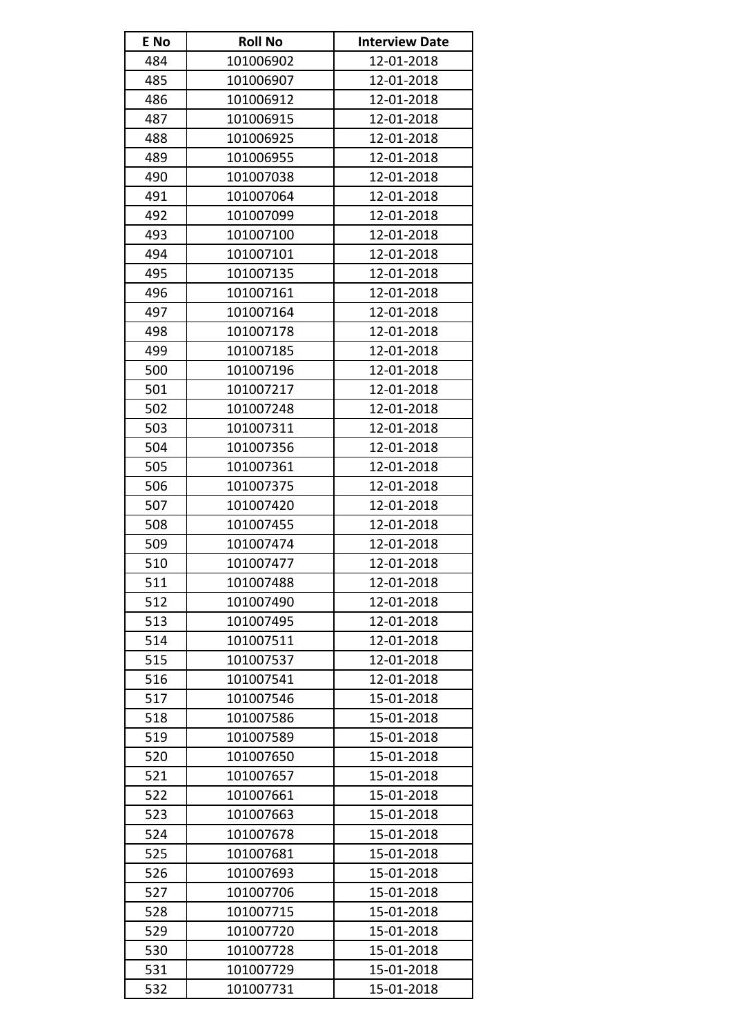| E No | Roll No | Interview Date |
|---|---|---|
| 484 | 101006902 | 12-01-2018 |
| 485 | 101006907 | 12-01-2018 |
| 486 | 101006912 | 12-01-2018 |
| 487 | 101006915 | 12-01-2018 |
| 488 | 101006925 | 12-01-2018 |
| 489 | 101006955 | 12-01-2018 |
| 490 | 101007038 | 12-01-2018 |
| 491 | 101007064 | 12-01-2018 |
| 492 | 101007099 | 12-01-2018 |
| 493 | 101007100 | 12-01-2018 |
| 494 | 101007101 | 12-01-2018 |
| 495 | 101007135 | 12-01-2018 |
| 496 | 101007161 | 12-01-2018 |
| 497 | 101007164 | 12-01-2018 |
| 498 | 101007178 | 12-01-2018 |
| 499 | 101007185 | 12-01-2018 |
| 500 | 101007196 | 12-01-2018 |
| 501 | 101007217 | 12-01-2018 |
| 502 | 101007248 | 12-01-2018 |
| 503 | 101007311 | 12-01-2018 |
| 504 | 101007356 | 12-01-2018 |
| 505 | 101007361 | 12-01-2018 |
| 506 | 101007375 | 12-01-2018 |
| 507 | 101007420 | 12-01-2018 |
| 508 | 101007455 | 12-01-2018 |
| 509 | 101007474 | 12-01-2018 |
| 510 | 101007477 | 12-01-2018 |
| 511 | 101007488 | 12-01-2018 |
| 512 | 101007490 | 12-01-2018 |
| 513 | 101007495 | 12-01-2018 |
| 514 | 101007511 | 12-01-2018 |
| 515 | 101007537 | 12-01-2018 |
| 516 | 101007541 | 12-01-2018 |
| 517 | 101007546 | 15-01-2018 |
| 518 | 101007586 | 15-01-2018 |
| 519 | 101007589 | 15-01-2018 |
| 520 | 101007650 | 15-01-2018 |
| 521 | 101007657 | 15-01-2018 |
| 522 | 101007661 | 15-01-2018 |
| 523 | 101007663 | 15-01-2018 |
| 524 | 101007678 | 15-01-2018 |
| 525 | 101007681 | 15-01-2018 |
| 526 | 101007693 | 15-01-2018 |
| 527 | 101007706 | 15-01-2018 |
| 528 | 101007715 | 15-01-2018 |
| 529 | 101007720 | 15-01-2018 |
| 530 | 101007728 | 15-01-2018 |
| 531 | 101007729 | 15-01-2018 |
| 532 | 101007731 | 15-01-2018 |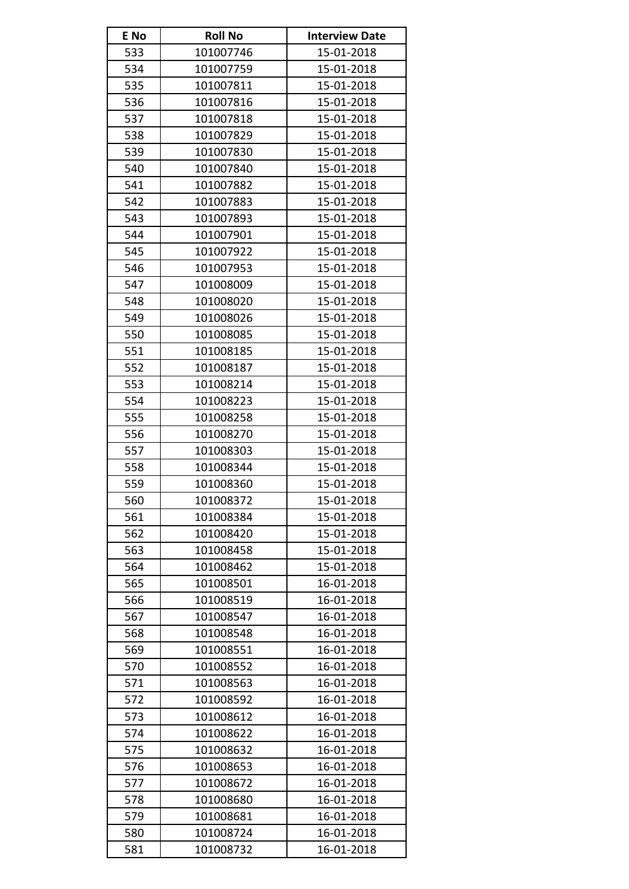| E No | Roll No | Interview Date |
|---|---|---|
| 533 | 101007746 | 15-01-2018 |
| 534 | 101007759 | 15-01-2018 |
| 535 | 101007811 | 15-01-2018 |
| 536 | 101007816 | 15-01-2018 |
| 537 | 101007818 | 15-01-2018 |
| 538 | 101007829 | 15-01-2018 |
| 539 | 101007830 | 15-01-2018 |
| 540 | 101007840 | 15-01-2018 |
| 541 | 101007882 | 15-01-2018 |
| 542 | 101007883 | 15-01-2018 |
| 543 | 101007893 | 15-01-2018 |
| 544 | 101007901 | 15-01-2018 |
| 545 | 101007922 | 15-01-2018 |
| 546 | 101007953 | 15-01-2018 |
| 547 | 101008009 | 15-01-2018 |
| 548 | 101008020 | 15-01-2018 |
| 549 | 101008026 | 15-01-2018 |
| 550 | 101008085 | 15-01-2018 |
| 551 | 101008185 | 15-01-2018 |
| 552 | 101008187 | 15-01-2018 |
| 553 | 101008214 | 15-01-2018 |
| 554 | 101008223 | 15-01-2018 |
| 555 | 101008258 | 15-01-2018 |
| 556 | 101008270 | 15-01-2018 |
| 557 | 101008303 | 15-01-2018 |
| 558 | 101008344 | 15-01-2018 |
| 559 | 101008360 | 15-01-2018 |
| 560 | 101008372 | 15-01-2018 |
| 561 | 101008384 | 15-01-2018 |
| 562 | 101008420 | 15-01-2018 |
| 563 | 101008458 | 15-01-2018 |
| 564 | 101008462 | 15-01-2018 |
| 565 | 101008501 | 16-01-2018 |
| 566 | 101008519 | 16-01-2018 |
| 567 | 101008547 | 16-01-2018 |
| 568 | 101008548 | 16-01-2018 |
| 569 | 101008551 | 16-01-2018 |
| 570 | 101008552 | 16-01-2018 |
| 571 | 101008563 | 16-01-2018 |
| 572 | 101008592 | 16-01-2018 |
| 573 | 101008612 | 16-01-2018 |
| 574 | 101008622 | 16-01-2018 |
| 575 | 101008632 | 16-01-2018 |
| 576 | 101008653 | 16-01-2018 |
| 577 | 101008672 | 16-01-2018 |
| 578 | 101008680 | 16-01-2018 |
| 579 | 101008681 | 16-01-2018 |
| 580 | 101008724 | 16-01-2018 |
| 581 | 101008732 | 16-01-2018 |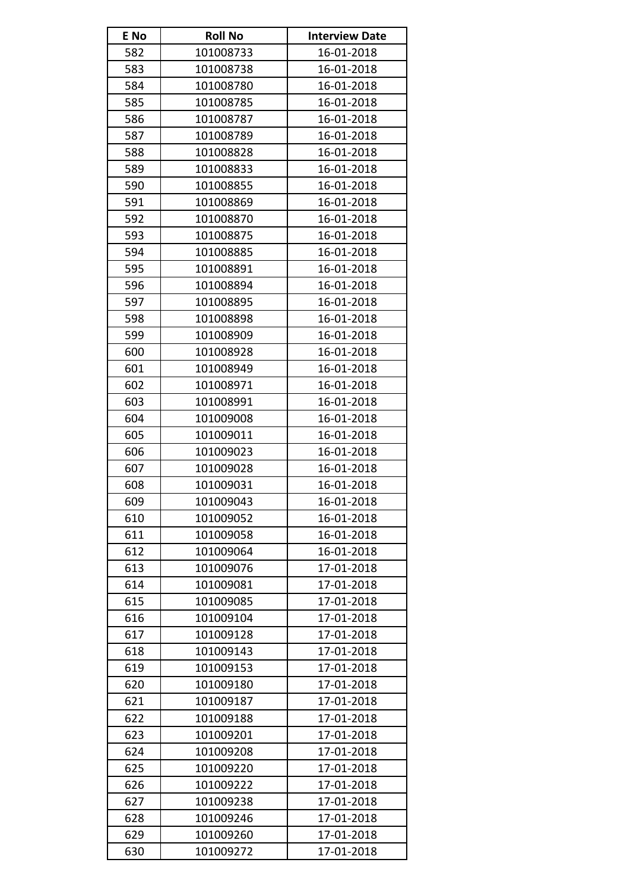| E No | Roll No | Interview Date |
|---|---|---|
| 582 | 101008733 | 16-01-2018 |
| 583 | 101008738 | 16-01-2018 |
| 584 | 101008780 | 16-01-2018 |
| 585 | 101008785 | 16-01-2018 |
| 586 | 101008787 | 16-01-2018 |
| 587 | 101008789 | 16-01-2018 |
| 588 | 101008828 | 16-01-2018 |
| 589 | 101008833 | 16-01-2018 |
| 590 | 101008855 | 16-01-2018 |
| 591 | 101008869 | 16-01-2018 |
| 592 | 101008870 | 16-01-2018 |
| 593 | 101008875 | 16-01-2018 |
| 594 | 101008885 | 16-01-2018 |
| 595 | 101008891 | 16-01-2018 |
| 596 | 101008894 | 16-01-2018 |
| 597 | 101008895 | 16-01-2018 |
| 598 | 101008898 | 16-01-2018 |
| 599 | 101008909 | 16-01-2018 |
| 600 | 101008928 | 16-01-2018 |
| 601 | 101008949 | 16-01-2018 |
| 602 | 101008971 | 16-01-2018 |
| 603 | 101008991 | 16-01-2018 |
| 604 | 101009008 | 16-01-2018 |
| 605 | 101009011 | 16-01-2018 |
| 606 | 101009023 | 16-01-2018 |
| 607 | 101009028 | 16-01-2018 |
| 608 | 101009031 | 16-01-2018 |
| 609 | 101009043 | 16-01-2018 |
| 610 | 101009052 | 16-01-2018 |
| 611 | 101009058 | 16-01-2018 |
| 612 | 101009064 | 16-01-2018 |
| 613 | 101009076 | 17-01-2018 |
| 614 | 101009081 | 17-01-2018 |
| 615 | 101009085 | 17-01-2018 |
| 616 | 101009104 | 17-01-2018 |
| 617 | 101009128 | 17-01-2018 |
| 618 | 101009143 | 17-01-2018 |
| 619 | 101009153 | 17-01-2018 |
| 620 | 101009180 | 17-01-2018 |
| 621 | 101009187 | 17-01-2018 |
| 622 | 101009188 | 17-01-2018 |
| 623 | 101009201 | 17-01-2018 |
| 624 | 101009208 | 17-01-2018 |
| 625 | 101009220 | 17-01-2018 |
| 626 | 101009222 | 17-01-2018 |
| 627 | 101009238 | 17-01-2018 |
| 628 | 101009246 | 17-01-2018 |
| 629 | 101009260 | 17-01-2018 |
| 630 | 101009272 | 17-01-2018 |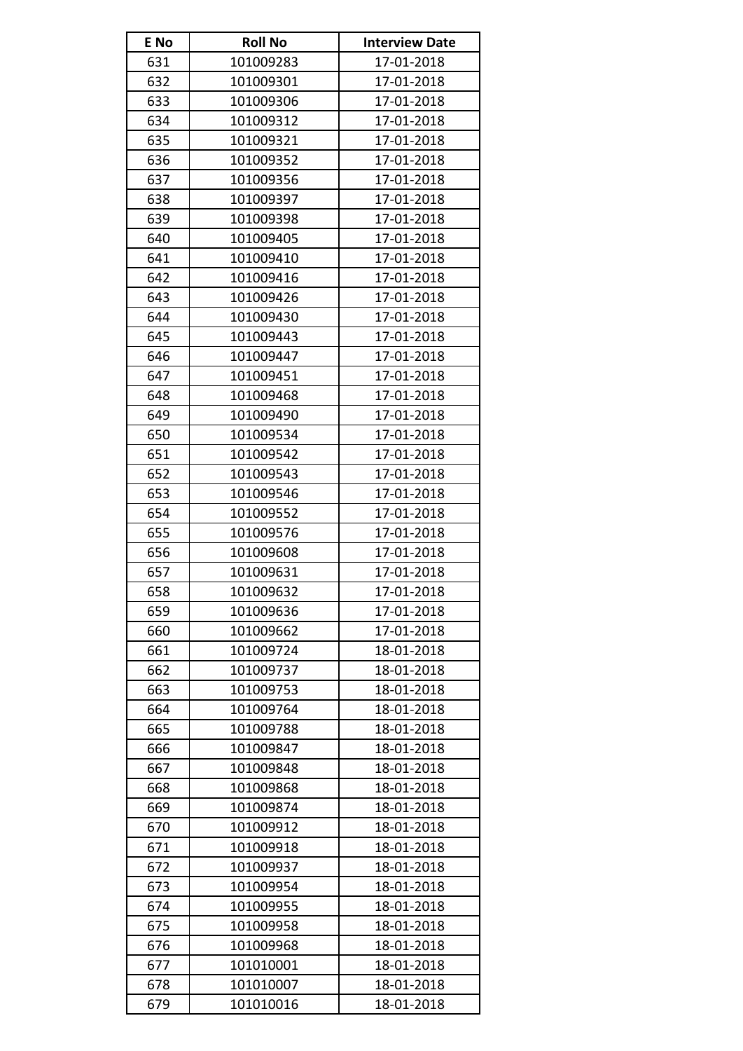| E No | Roll No | Interview Date |
|---|---|---|
| 631 | 101009283 | 17-01-2018 |
| 632 | 101009301 | 17-01-2018 |
| 633 | 101009306 | 17-01-2018 |
| 634 | 101009312 | 17-01-2018 |
| 635 | 101009321 | 17-01-2018 |
| 636 | 101009352 | 17-01-2018 |
| 637 | 101009356 | 17-01-2018 |
| 638 | 101009397 | 17-01-2018 |
| 639 | 101009398 | 17-01-2018 |
| 640 | 101009405 | 17-01-2018 |
| 641 | 101009410 | 17-01-2018 |
| 642 | 101009416 | 17-01-2018 |
| 643 | 101009426 | 17-01-2018 |
| 644 | 101009430 | 17-01-2018 |
| 645 | 101009443 | 17-01-2018 |
| 646 | 101009447 | 17-01-2018 |
| 647 | 101009451 | 17-01-2018 |
| 648 | 101009468 | 17-01-2018 |
| 649 | 101009490 | 17-01-2018 |
| 650 | 101009534 | 17-01-2018 |
| 651 | 101009542 | 17-01-2018 |
| 652 | 101009543 | 17-01-2018 |
| 653 | 101009546 | 17-01-2018 |
| 654 | 101009552 | 17-01-2018 |
| 655 | 101009576 | 17-01-2018 |
| 656 | 101009608 | 17-01-2018 |
| 657 | 101009631 | 17-01-2018 |
| 658 | 101009632 | 17-01-2018 |
| 659 | 101009636 | 17-01-2018 |
| 660 | 101009662 | 17-01-2018 |
| 661 | 101009724 | 18-01-2018 |
| 662 | 101009737 | 18-01-2018 |
| 663 | 101009753 | 18-01-2018 |
| 664 | 101009764 | 18-01-2018 |
| 665 | 101009788 | 18-01-2018 |
| 666 | 101009847 | 18-01-2018 |
| 667 | 101009848 | 18-01-2018 |
| 668 | 101009868 | 18-01-2018 |
| 669 | 101009874 | 18-01-2018 |
| 670 | 101009912 | 18-01-2018 |
| 671 | 101009918 | 18-01-2018 |
| 672 | 101009937 | 18-01-2018 |
| 673 | 101009954 | 18-01-2018 |
| 674 | 101009955 | 18-01-2018 |
| 675 | 101009958 | 18-01-2018 |
| 676 | 101009968 | 18-01-2018 |
| 677 | 101010001 | 18-01-2018 |
| 678 | 101010007 | 18-01-2018 |
| 679 | 101010016 | 18-01-2018 |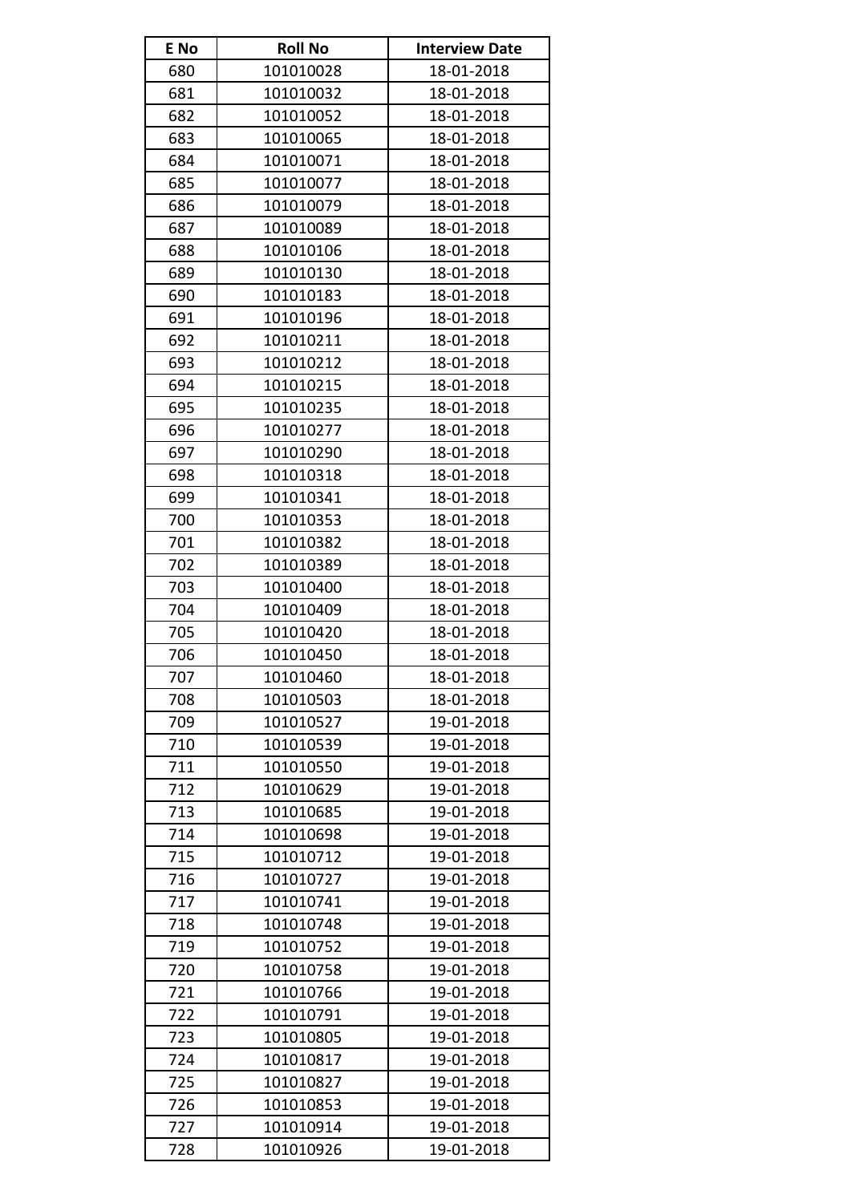| E No | Roll No | Interview Date |
|---|---|---|
| 680 | 101010028 | 18-01-2018 |
| 681 | 101010032 | 18-01-2018 |
| 682 | 101010052 | 18-01-2018 |
| 683 | 101010065 | 18-01-2018 |
| 684 | 101010071 | 18-01-2018 |
| 685 | 101010077 | 18-01-2018 |
| 686 | 101010079 | 18-01-2018 |
| 687 | 101010089 | 18-01-2018 |
| 688 | 101010106 | 18-01-2018 |
| 689 | 101010130 | 18-01-2018 |
| 690 | 101010183 | 18-01-2018 |
| 691 | 101010196 | 18-01-2018 |
| 692 | 101010211 | 18-01-2018 |
| 693 | 101010212 | 18-01-2018 |
| 694 | 101010215 | 18-01-2018 |
| 695 | 101010235 | 18-01-2018 |
| 696 | 101010277 | 18-01-2018 |
| 697 | 101010290 | 18-01-2018 |
| 698 | 101010318 | 18-01-2018 |
| 699 | 101010341 | 18-01-2018 |
| 700 | 101010353 | 18-01-2018 |
| 701 | 101010382 | 18-01-2018 |
| 702 | 101010389 | 18-01-2018 |
| 703 | 101010400 | 18-01-2018 |
| 704 | 101010409 | 18-01-2018 |
| 705 | 101010420 | 18-01-2018 |
| 706 | 101010450 | 18-01-2018 |
| 707 | 101010460 | 18-01-2018 |
| 708 | 101010503 | 18-01-2018 |
| 709 | 101010527 | 19-01-2018 |
| 710 | 101010539 | 19-01-2018 |
| 711 | 101010550 | 19-01-2018 |
| 712 | 101010629 | 19-01-2018 |
| 713 | 101010685 | 19-01-2018 |
| 714 | 101010698 | 19-01-2018 |
| 715 | 101010712 | 19-01-2018 |
| 716 | 101010727 | 19-01-2018 |
| 717 | 101010741 | 19-01-2018 |
| 718 | 101010748 | 19-01-2018 |
| 719 | 101010752 | 19-01-2018 |
| 720 | 101010758 | 19-01-2018 |
| 721 | 101010766 | 19-01-2018 |
| 722 | 101010791 | 19-01-2018 |
| 723 | 101010805 | 19-01-2018 |
| 724 | 101010817 | 19-01-2018 |
| 725 | 101010827 | 19-01-2018 |
| 726 | 101010853 | 19-01-2018 |
| 727 | 101010914 | 19-01-2018 |
| 728 | 101010926 | 19-01-2018 |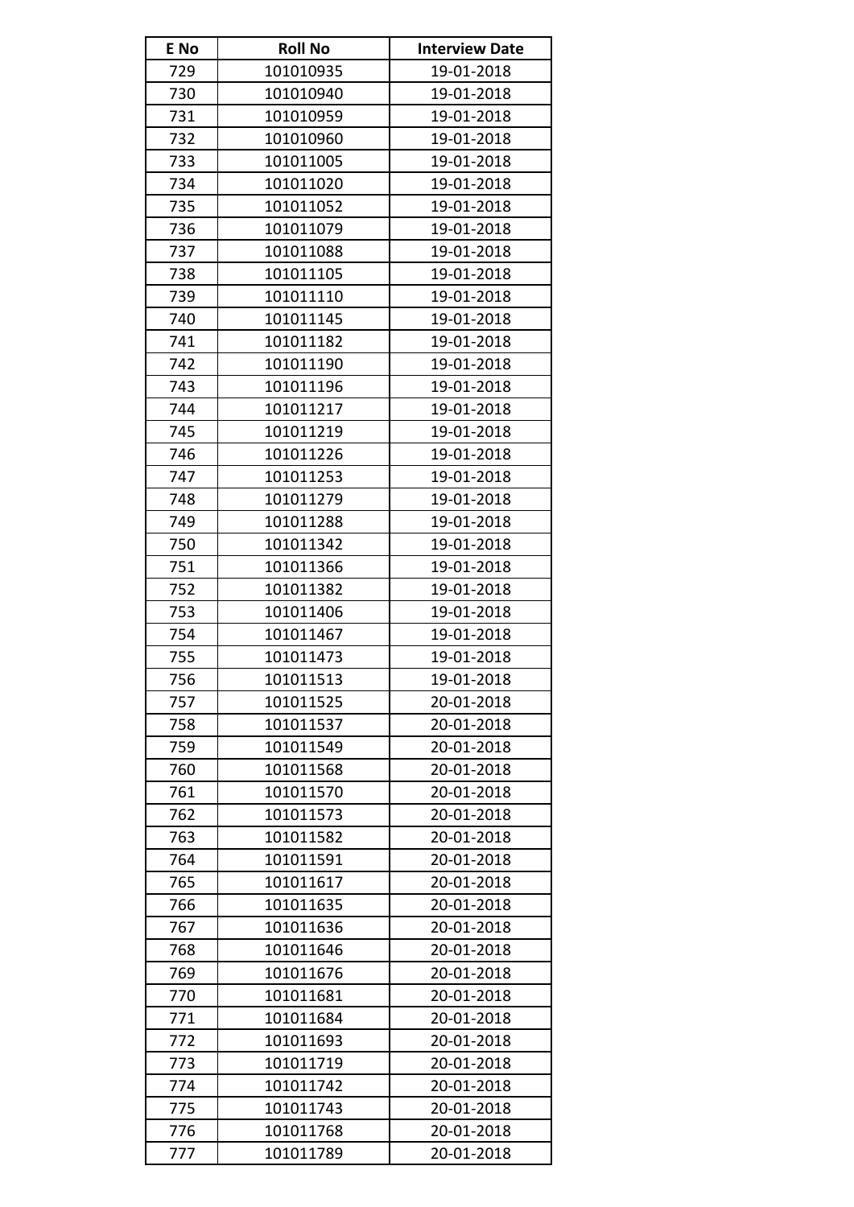| E No | Roll No | Interview Date |
|---|---|---|
| 729 | 101010935 | 19-01-2018 |
| 730 | 101010940 | 19-01-2018 |
| 731 | 101010959 | 19-01-2018 |
| 732 | 101010960 | 19-01-2018 |
| 733 | 101011005 | 19-01-2018 |
| 734 | 101011020 | 19-01-2018 |
| 735 | 101011052 | 19-01-2018 |
| 736 | 101011079 | 19-01-2018 |
| 737 | 101011088 | 19-01-2018 |
| 738 | 101011105 | 19-01-2018 |
| 739 | 101011110 | 19-01-2018 |
| 740 | 101011145 | 19-01-2018 |
| 741 | 101011182 | 19-01-2018 |
| 742 | 101011190 | 19-01-2018 |
| 743 | 101011196 | 19-01-2018 |
| 744 | 101011217 | 19-01-2018 |
| 745 | 101011219 | 19-01-2018 |
| 746 | 101011226 | 19-01-2018 |
| 747 | 101011253 | 19-01-2018 |
| 748 | 101011279 | 19-01-2018 |
| 749 | 101011288 | 19-01-2018 |
| 750 | 101011342 | 19-01-2018 |
| 751 | 101011366 | 19-01-2018 |
| 752 | 101011382 | 19-01-2018 |
| 753 | 101011406 | 19-01-2018 |
| 754 | 101011467 | 19-01-2018 |
| 755 | 101011473 | 19-01-2018 |
| 756 | 101011513 | 19-01-2018 |
| 757 | 101011525 | 20-01-2018 |
| 758 | 101011537 | 20-01-2018 |
| 759 | 101011549 | 20-01-2018 |
| 760 | 101011568 | 20-01-2018 |
| 761 | 101011570 | 20-01-2018 |
| 762 | 101011573 | 20-01-2018 |
| 763 | 101011582 | 20-01-2018 |
| 764 | 101011591 | 20-01-2018 |
| 765 | 101011617 | 20-01-2018 |
| 766 | 101011635 | 20-01-2018 |
| 767 | 101011636 | 20-01-2018 |
| 768 | 101011646 | 20-01-2018 |
| 769 | 101011676 | 20-01-2018 |
| 770 | 101011681 | 20-01-2018 |
| 771 | 101011684 | 20-01-2018 |
| 772 | 101011693 | 20-01-2018 |
| 773 | 101011719 | 20-01-2018 |
| 774 | 101011742 | 20-01-2018 |
| 775 | 101011743 | 20-01-2018 |
| 776 | 101011768 | 20-01-2018 |
| 777 | 101011789 | 20-01-2018 |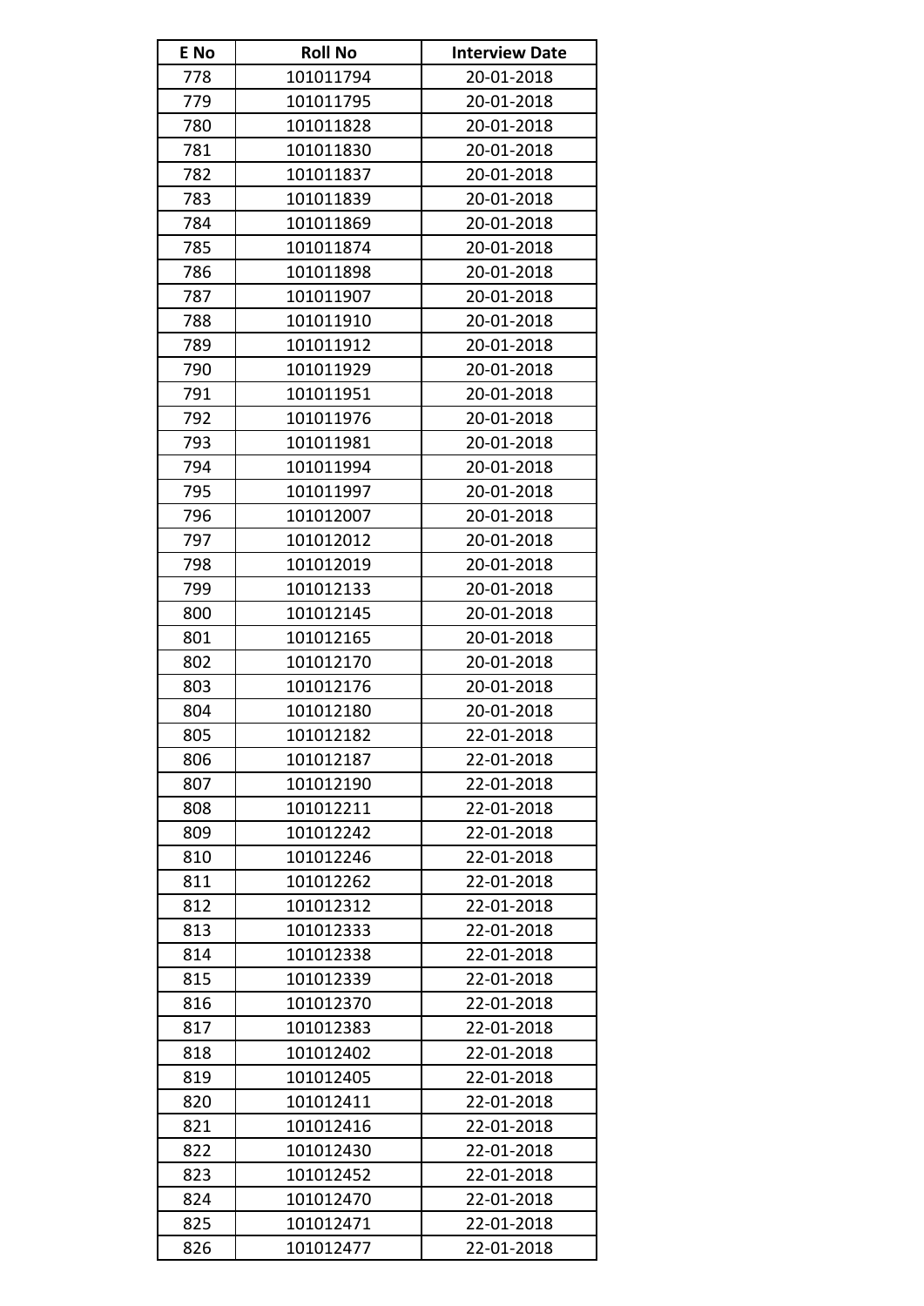| E No | Roll No | Interview Date |
|---|---|---|
| 778 | 101011794 | 20-01-2018 |
| 779 | 101011795 | 20-01-2018 |
| 780 | 101011828 | 20-01-2018 |
| 781 | 101011830 | 20-01-2018 |
| 782 | 101011837 | 20-01-2018 |
| 783 | 101011839 | 20-01-2018 |
| 784 | 101011869 | 20-01-2018 |
| 785 | 101011874 | 20-01-2018 |
| 786 | 101011898 | 20-01-2018 |
| 787 | 101011907 | 20-01-2018 |
| 788 | 101011910 | 20-01-2018 |
| 789 | 101011912 | 20-01-2018 |
| 790 | 101011929 | 20-01-2018 |
| 791 | 101011951 | 20-01-2018 |
| 792 | 101011976 | 20-01-2018 |
| 793 | 101011981 | 20-01-2018 |
| 794 | 101011994 | 20-01-2018 |
| 795 | 101011997 | 20-01-2018 |
| 796 | 101012007 | 20-01-2018 |
| 797 | 101012012 | 20-01-2018 |
| 798 | 101012019 | 20-01-2018 |
| 799 | 101012133 | 20-01-2018 |
| 800 | 101012145 | 20-01-2018 |
| 801 | 101012165 | 20-01-2018 |
| 802 | 101012170 | 20-01-2018 |
| 803 | 101012176 | 20-01-2018 |
| 804 | 101012180 | 20-01-2018 |
| 805 | 101012182 | 22-01-2018 |
| 806 | 101012187 | 22-01-2018 |
| 807 | 101012190 | 22-01-2018 |
| 808 | 101012211 | 22-01-2018 |
| 809 | 101012242 | 22-01-2018 |
| 810 | 101012246 | 22-01-2018 |
| 811 | 101012262 | 22-01-2018 |
| 812 | 101012312 | 22-01-2018 |
| 813 | 101012333 | 22-01-2018 |
| 814 | 101012338 | 22-01-2018 |
| 815 | 101012339 | 22-01-2018 |
| 816 | 101012370 | 22-01-2018 |
| 817 | 101012383 | 22-01-2018 |
| 818 | 101012402 | 22-01-2018 |
| 819 | 101012405 | 22-01-2018 |
| 820 | 101012411 | 22-01-2018 |
| 821 | 101012416 | 22-01-2018 |
| 822 | 101012430 | 22-01-2018 |
| 823 | 101012452 | 22-01-2018 |
| 824 | 101012470 | 22-01-2018 |
| 825 | 101012471 | 22-01-2018 |
| 826 | 101012477 | 22-01-2018 |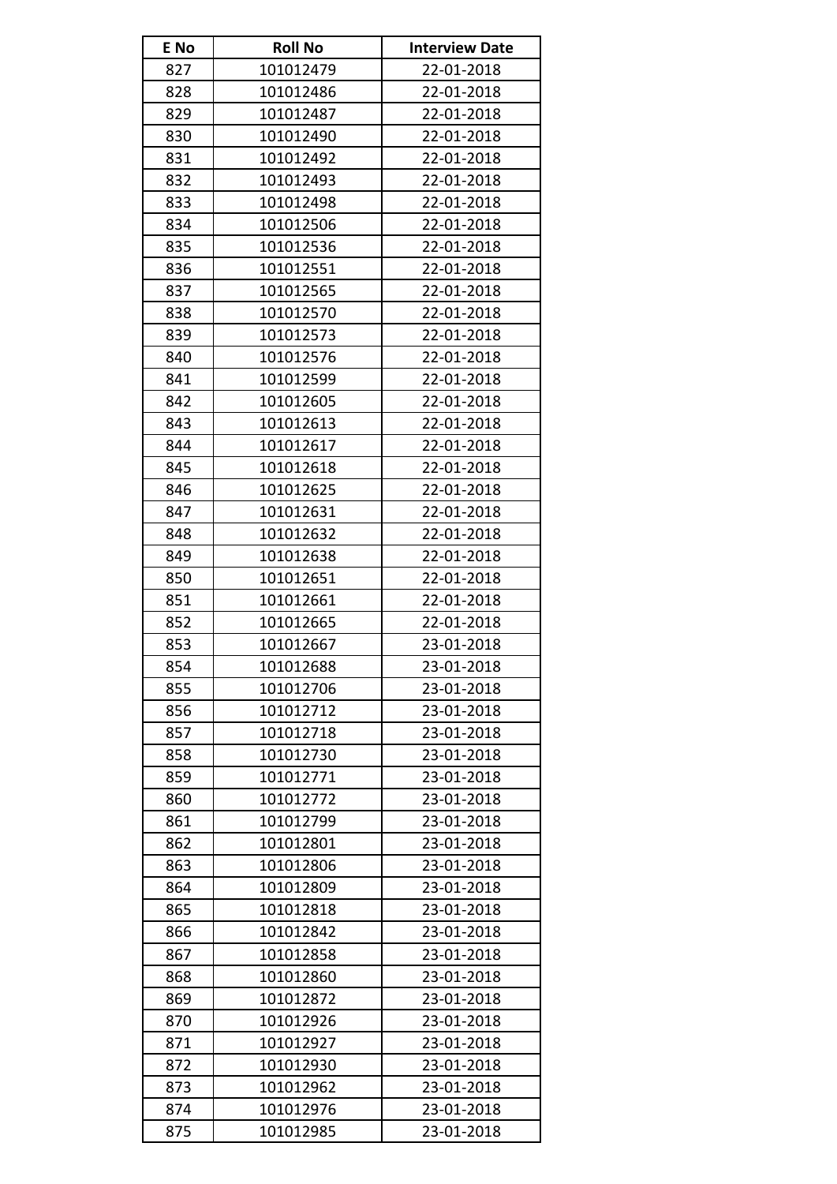| E No | Roll No | Interview Date |
|---|---|---|
| 827 | 101012479 | 22-01-2018 |
| 828 | 101012486 | 22-01-2018 |
| 829 | 101012487 | 22-01-2018 |
| 830 | 101012490 | 22-01-2018 |
| 831 | 101012492 | 22-01-2018 |
| 832 | 101012493 | 22-01-2018 |
| 833 | 101012498 | 22-01-2018 |
| 834 | 101012506 | 22-01-2018 |
| 835 | 101012536 | 22-01-2018 |
| 836 | 101012551 | 22-01-2018 |
| 837 | 101012565 | 22-01-2018 |
| 838 | 101012570 | 22-01-2018 |
| 839 | 101012573 | 22-01-2018 |
| 840 | 101012576 | 22-01-2018 |
| 841 | 101012599 | 22-01-2018 |
| 842 | 101012605 | 22-01-2018 |
| 843 | 101012613 | 22-01-2018 |
| 844 | 101012617 | 22-01-2018 |
| 845 | 101012618 | 22-01-2018 |
| 846 | 101012625 | 22-01-2018 |
| 847 | 101012631 | 22-01-2018 |
| 848 | 101012632 | 22-01-2018 |
| 849 | 101012638 | 22-01-2018 |
| 850 | 101012651 | 22-01-2018 |
| 851 | 101012661 | 22-01-2018 |
| 852 | 101012665 | 22-01-2018 |
| 853 | 101012667 | 23-01-2018 |
| 854 | 101012688 | 23-01-2018 |
| 855 | 101012706 | 23-01-2018 |
| 856 | 101012712 | 23-01-2018 |
| 857 | 101012718 | 23-01-2018 |
| 858 | 101012730 | 23-01-2018 |
| 859 | 101012771 | 23-01-2018 |
| 860 | 101012772 | 23-01-2018 |
| 861 | 101012799 | 23-01-2018 |
| 862 | 101012801 | 23-01-2018 |
| 863 | 101012806 | 23-01-2018 |
| 864 | 101012809 | 23-01-2018 |
| 865 | 101012818 | 23-01-2018 |
| 866 | 101012842 | 23-01-2018 |
| 867 | 101012858 | 23-01-2018 |
| 868 | 101012860 | 23-01-2018 |
| 869 | 101012872 | 23-01-2018 |
| 870 | 101012926 | 23-01-2018 |
| 871 | 101012927 | 23-01-2018 |
| 872 | 101012930 | 23-01-2018 |
| 873 | 101012962 | 23-01-2018 |
| 874 | 101012976 | 23-01-2018 |
| 875 | 101012985 | 23-01-2018 |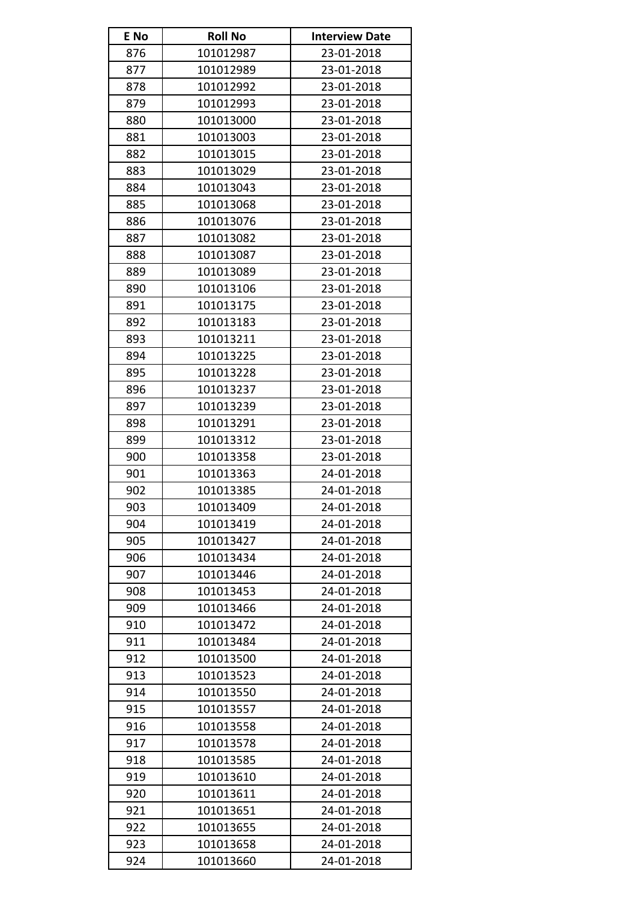| E No | Roll No | Interview Date |
|---|---|---|
| 876 | 101012987 | 23-01-2018 |
| 877 | 101012989 | 23-01-2018 |
| 878 | 101012992 | 23-01-2018 |
| 879 | 101012993 | 23-01-2018 |
| 880 | 101013000 | 23-01-2018 |
| 881 | 101013003 | 23-01-2018 |
| 882 | 101013015 | 23-01-2018 |
| 883 | 101013029 | 23-01-2018 |
| 884 | 101013043 | 23-01-2018 |
| 885 | 101013068 | 23-01-2018 |
| 886 | 101013076 | 23-01-2018 |
| 887 | 101013082 | 23-01-2018 |
| 888 | 101013087 | 23-01-2018 |
| 889 | 101013089 | 23-01-2018 |
| 890 | 101013106 | 23-01-2018 |
| 891 | 101013175 | 23-01-2018 |
| 892 | 101013183 | 23-01-2018 |
| 893 | 101013211 | 23-01-2018 |
| 894 | 101013225 | 23-01-2018 |
| 895 | 101013228 | 23-01-2018 |
| 896 | 101013237 | 23-01-2018 |
| 897 | 101013239 | 23-01-2018 |
| 898 | 101013291 | 23-01-2018 |
| 899 | 101013312 | 23-01-2018 |
| 900 | 101013358 | 23-01-2018 |
| 901 | 101013363 | 24-01-2018 |
| 902 | 101013385 | 24-01-2018 |
| 903 | 101013409 | 24-01-2018 |
| 904 | 101013419 | 24-01-2018 |
| 905 | 101013427 | 24-01-2018 |
| 906 | 101013434 | 24-01-2018 |
| 907 | 101013446 | 24-01-2018 |
| 908 | 101013453 | 24-01-2018 |
| 909 | 101013466 | 24-01-2018 |
| 910 | 101013472 | 24-01-2018 |
| 911 | 101013484 | 24-01-2018 |
| 912 | 101013500 | 24-01-2018 |
| 913 | 101013523 | 24-01-2018 |
| 914 | 101013550 | 24-01-2018 |
| 915 | 101013557 | 24-01-2018 |
| 916 | 101013558 | 24-01-2018 |
| 917 | 101013578 | 24-01-2018 |
| 918 | 101013585 | 24-01-2018 |
| 919 | 101013610 | 24-01-2018 |
| 920 | 101013611 | 24-01-2018 |
| 921 | 101013651 | 24-01-2018 |
| 922 | 101013655 | 24-01-2018 |
| 923 | 101013658 | 24-01-2018 |
| 924 | 101013660 | 24-01-2018 |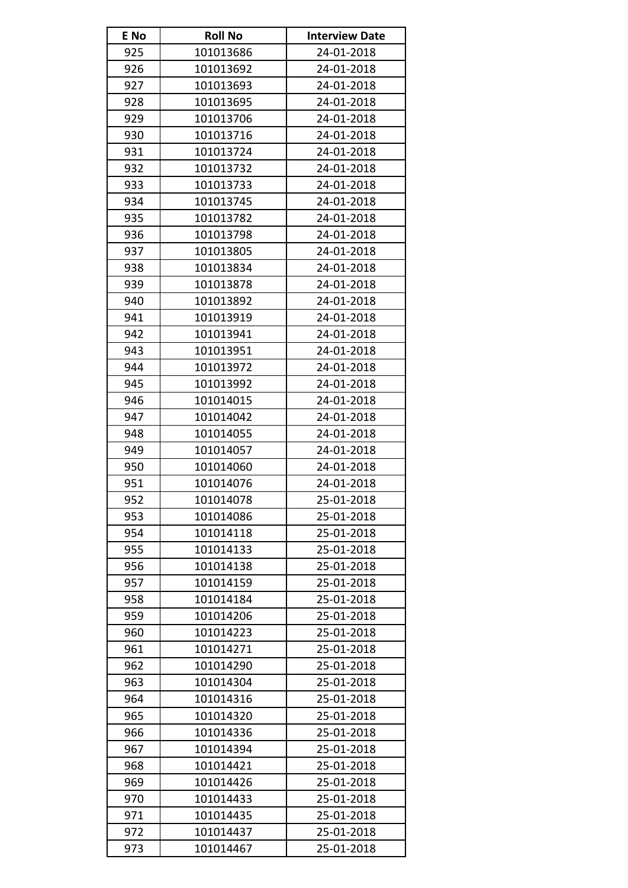| E No | Roll No | Interview Date |
|---|---|---|
| 925 | 101013686 | 24-01-2018 |
| 926 | 101013692 | 24-01-2018 |
| 927 | 101013693 | 24-01-2018 |
| 928 | 101013695 | 24-01-2018 |
| 929 | 101013706 | 24-01-2018 |
| 930 | 101013716 | 24-01-2018 |
| 931 | 101013724 | 24-01-2018 |
| 932 | 101013732 | 24-01-2018 |
| 933 | 101013733 | 24-01-2018 |
| 934 | 101013745 | 24-01-2018 |
| 935 | 101013782 | 24-01-2018 |
| 936 | 101013798 | 24-01-2018 |
| 937 | 101013805 | 24-01-2018 |
| 938 | 101013834 | 24-01-2018 |
| 939 | 101013878 | 24-01-2018 |
| 940 | 101013892 | 24-01-2018 |
| 941 | 101013919 | 24-01-2018 |
| 942 | 101013941 | 24-01-2018 |
| 943 | 101013951 | 24-01-2018 |
| 944 | 101013972 | 24-01-2018 |
| 945 | 101013992 | 24-01-2018 |
| 946 | 101014015 | 24-01-2018 |
| 947 | 101014042 | 24-01-2018 |
| 948 | 101014055 | 24-01-2018 |
| 949 | 101014057 | 24-01-2018 |
| 950 | 101014060 | 24-01-2018 |
| 951 | 101014076 | 24-01-2018 |
| 952 | 101014078 | 25-01-2018 |
| 953 | 101014086 | 25-01-2018 |
| 954 | 101014118 | 25-01-2018 |
| 955 | 101014133 | 25-01-2018 |
| 956 | 101014138 | 25-01-2018 |
| 957 | 101014159 | 25-01-2018 |
| 958 | 101014184 | 25-01-2018 |
| 959 | 101014206 | 25-01-2018 |
| 960 | 101014223 | 25-01-2018 |
| 961 | 101014271 | 25-01-2018 |
| 962 | 101014290 | 25-01-2018 |
| 963 | 101014304 | 25-01-2018 |
| 964 | 101014316 | 25-01-2018 |
| 965 | 101014320 | 25-01-2018 |
| 966 | 101014336 | 25-01-2018 |
| 967 | 101014394 | 25-01-2018 |
| 968 | 101014421 | 25-01-2018 |
| 969 | 101014426 | 25-01-2018 |
| 970 | 101014433 | 25-01-2018 |
| 971 | 101014435 | 25-01-2018 |
| 972 | 101014437 | 25-01-2018 |
| 973 | 101014467 | 25-01-2018 |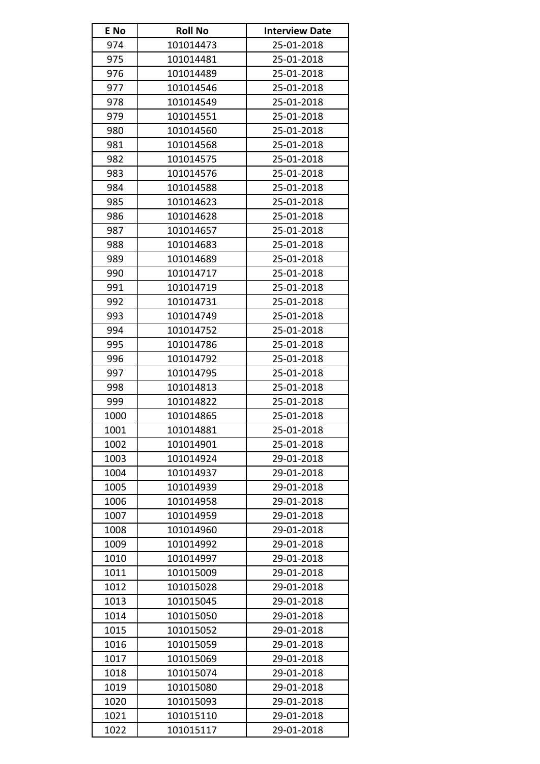| E No | Roll No | Interview Date |
|---|---|---|
| 974 | 101014473 | 25-01-2018 |
| 975 | 101014481 | 25-01-2018 |
| 976 | 101014489 | 25-01-2018 |
| 977 | 101014546 | 25-01-2018 |
| 978 | 101014549 | 25-01-2018 |
| 979 | 101014551 | 25-01-2018 |
| 980 | 101014560 | 25-01-2018 |
| 981 | 101014568 | 25-01-2018 |
| 982 | 101014575 | 25-01-2018 |
| 983 | 101014576 | 25-01-2018 |
| 984 | 101014588 | 25-01-2018 |
| 985 | 101014623 | 25-01-2018 |
| 986 | 101014628 | 25-01-2018 |
| 987 | 101014657 | 25-01-2018 |
| 988 | 101014683 | 25-01-2018 |
| 989 | 101014689 | 25-01-2018 |
| 990 | 101014717 | 25-01-2018 |
| 991 | 101014719 | 25-01-2018 |
| 992 | 101014731 | 25-01-2018 |
| 993 | 101014749 | 25-01-2018 |
| 994 | 101014752 | 25-01-2018 |
| 995 | 101014786 | 25-01-2018 |
| 996 | 101014792 | 25-01-2018 |
| 997 | 101014795 | 25-01-2018 |
| 998 | 101014813 | 25-01-2018 |
| 999 | 101014822 | 25-01-2018 |
| 1000 | 101014865 | 25-01-2018 |
| 1001 | 101014881 | 25-01-2018 |
| 1002 | 101014901 | 25-01-2018 |
| 1003 | 101014924 | 29-01-2018 |
| 1004 | 101014937 | 29-01-2018 |
| 1005 | 101014939 | 29-01-2018 |
| 1006 | 101014958 | 29-01-2018 |
| 1007 | 101014959 | 29-01-2018 |
| 1008 | 101014960 | 29-01-2018 |
| 1009 | 101014992 | 29-01-2018 |
| 1010 | 101014997 | 29-01-2018 |
| 1011 | 101015009 | 29-01-2018 |
| 1012 | 101015028 | 29-01-2018 |
| 1013 | 101015045 | 29-01-2018 |
| 1014 | 101015050 | 29-01-2018 |
| 1015 | 101015052 | 29-01-2018 |
| 1016 | 101015059 | 29-01-2018 |
| 1017 | 101015069 | 29-01-2018 |
| 1018 | 101015074 | 29-01-2018 |
| 1019 | 101015080 | 29-01-2018 |
| 1020 | 101015093 | 29-01-2018 |
| 1021 | 101015110 | 29-01-2018 |
| 1022 | 101015117 | 29-01-2018 |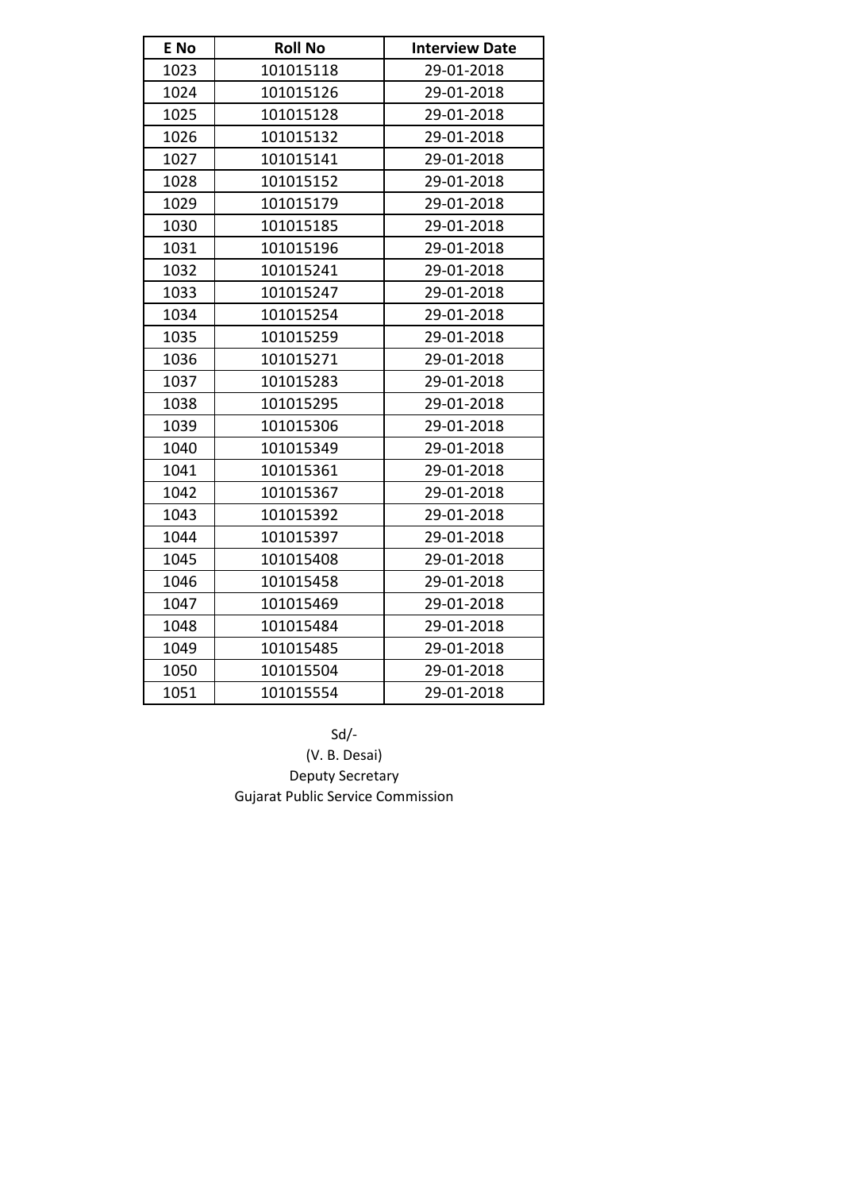| E No | Roll No | Interview Date |
|---|---|---|
| 1023 | 101015118 | 29-01-2018 |
| 1024 | 101015126 | 29-01-2018 |
| 1025 | 101015128 | 29-01-2018 |
| 1026 | 101015132 | 29-01-2018 |
| 1027 | 101015141 | 29-01-2018 |
| 1028 | 101015152 | 29-01-2018 |
| 1029 | 101015179 | 29-01-2018 |
| 1030 | 101015185 | 29-01-2018 |
| 1031 | 101015196 | 29-01-2018 |
| 1032 | 101015241 | 29-01-2018 |
| 1033 | 101015247 | 29-01-2018 |
| 1034 | 101015254 | 29-01-2018 |
| 1035 | 101015259 | 29-01-2018 |
| 1036 | 101015271 | 29-01-2018 |
| 1037 | 101015283 | 29-01-2018 |
| 1038 | 101015295 | 29-01-2018 |
| 1039 | 101015306 | 29-01-2018 |
| 1040 | 101015349 | 29-01-2018 |
| 1041 | 101015361 | 29-01-2018 |
| 1042 | 101015367 | 29-01-2018 |
| 1043 | 101015392 | 29-01-2018 |
| 1044 | 101015397 | 29-01-2018 |
| 1045 | 101015408 | 29-01-2018 |
| 1046 | 101015458 | 29-01-2018 |
| 1047 | 101015469 | 29-01-2018 |
| 1048 | 101015484 | 29-01-2018 |
| 1049 | 101015485 | 29-01-2018 |
| 1050 | 101015504 | 29-01-2018 |
| 1051 | 101015554 | 29-01-2018 |

Sd/-

(V. B. Desai)

Deputy Secretary

Gujarat Public Service Commission